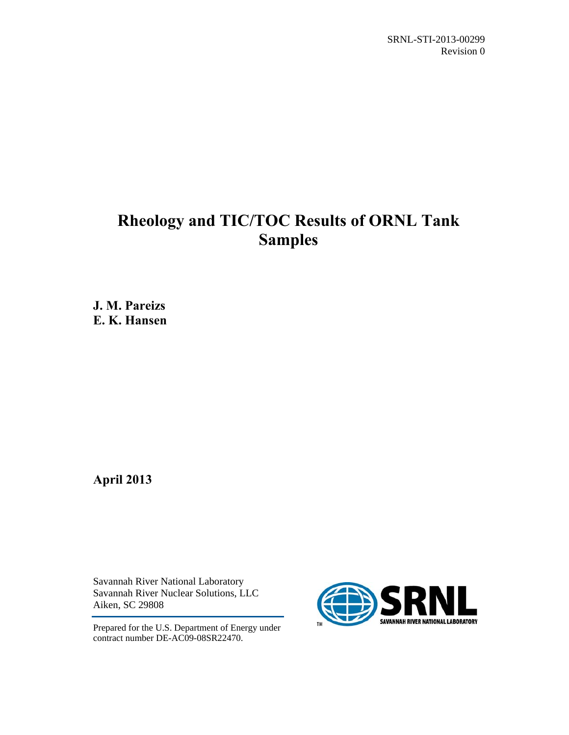SRNL-STI-2013-00299
Revision 0

# Rheology and TIC/TOC Results of ORNL Tank Samples

**J. M. Pareizs**
**E. K. Hansen**

**April 2013**

Savannah River National Laboratory
Savannah River Nuclear Solutions, LLC
Aiken, SC 29808

Prepared for the U.S. Department of Energy under contract number DE-AC09-08SR22470.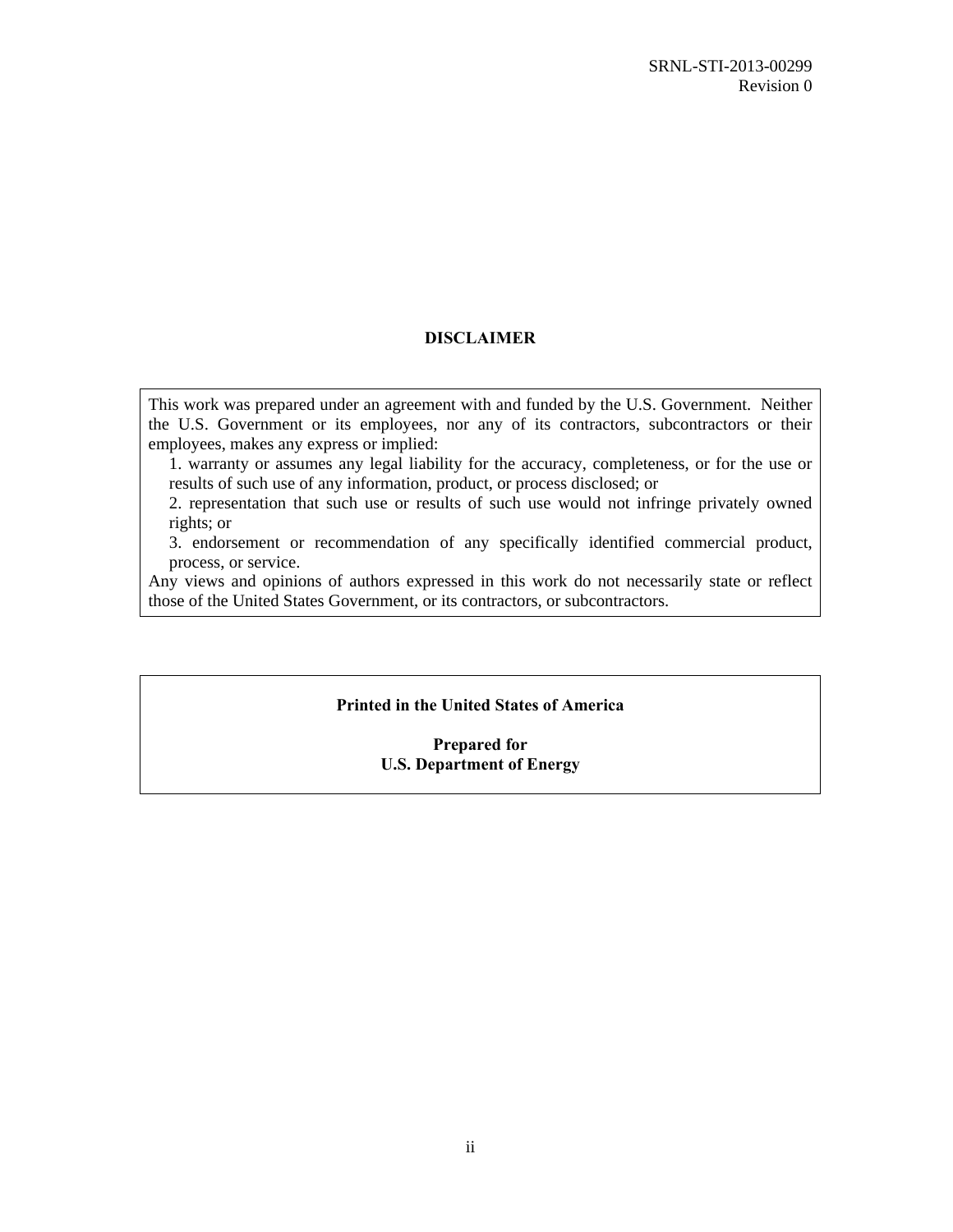## DISCLAIMER

This work was prepared under an agreement with and funded by the U.S. Government. Neither the U.S. Government or its employees, nor any of its contractors, subcontractors or their employees, makes any express or implied:

1. warranty or assumes any legal liability for the accuracy, completeness, or for the use or results of such use of any information, product, or process disclosed; or
2. representation that such use or results of such use would not infringe privately owned rights; or
3. endorsement or recommendation of any specifically identified commercial product, process, or service.

Any views and opinions of authors expressed in this work do not necessarily state or reflect those of the United States Government, or its contractors, or subcontractors.

**Printed in the United States of America**

**Prepared for**
**U.S. Department of Energy**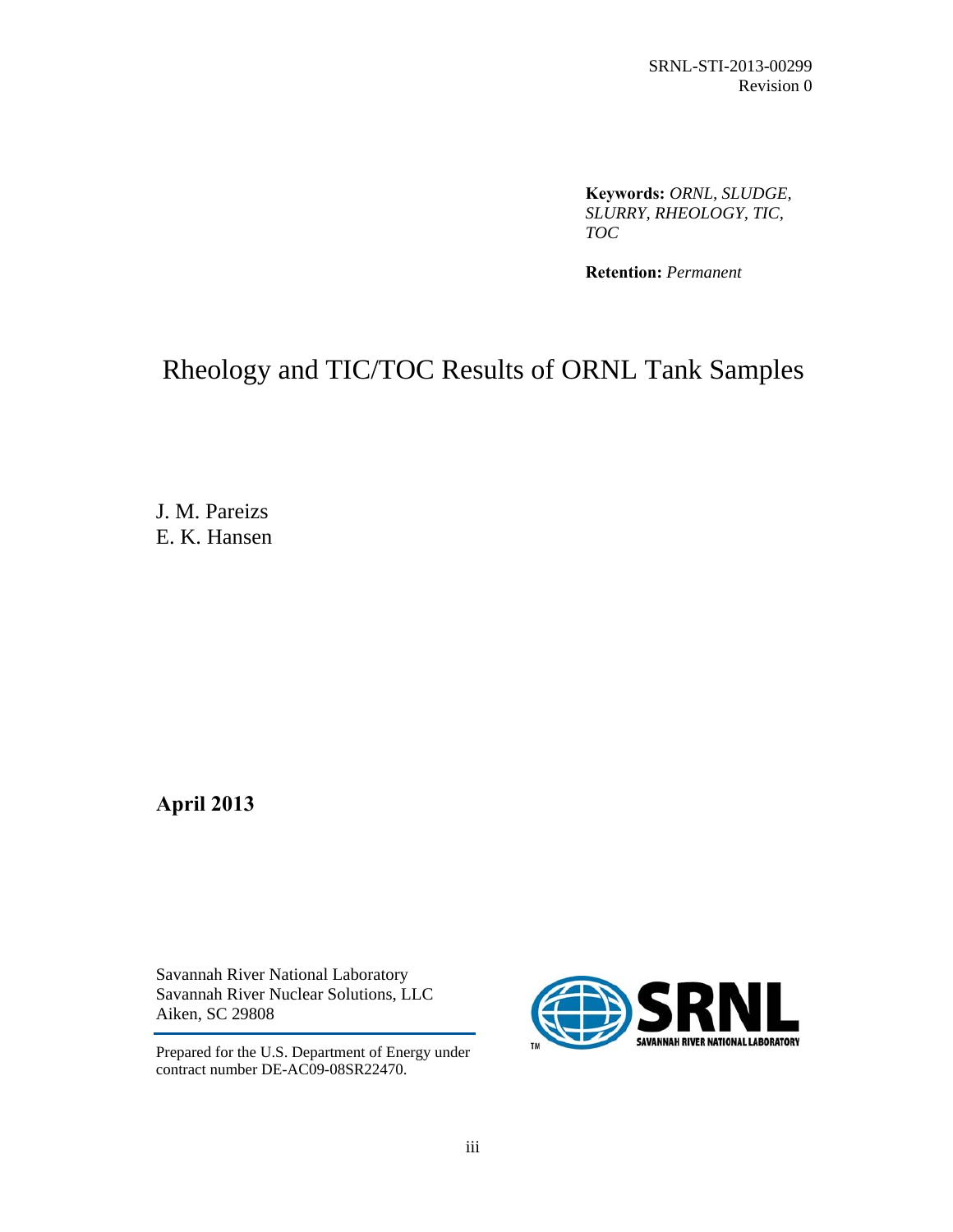SRNL-STI-2013-00299
Revision 0

**Keywords:** *ORNL, SLUDGE, SLURRY, RHEOLOGY, TIC, TOC*

**Retention:** *Permanent*

# Rheology and TIC/TOC Results of ORNL Tank Samples

J. M. Pareizs
E. K. Hansen

**April 2013**

Savannah River National Laboratory
Savannah River Nuclear Solutions, LLC
Aiken, SC 29808

Prepared for the U.S. Department of Energy under contract number DE-AC09-08SR22470.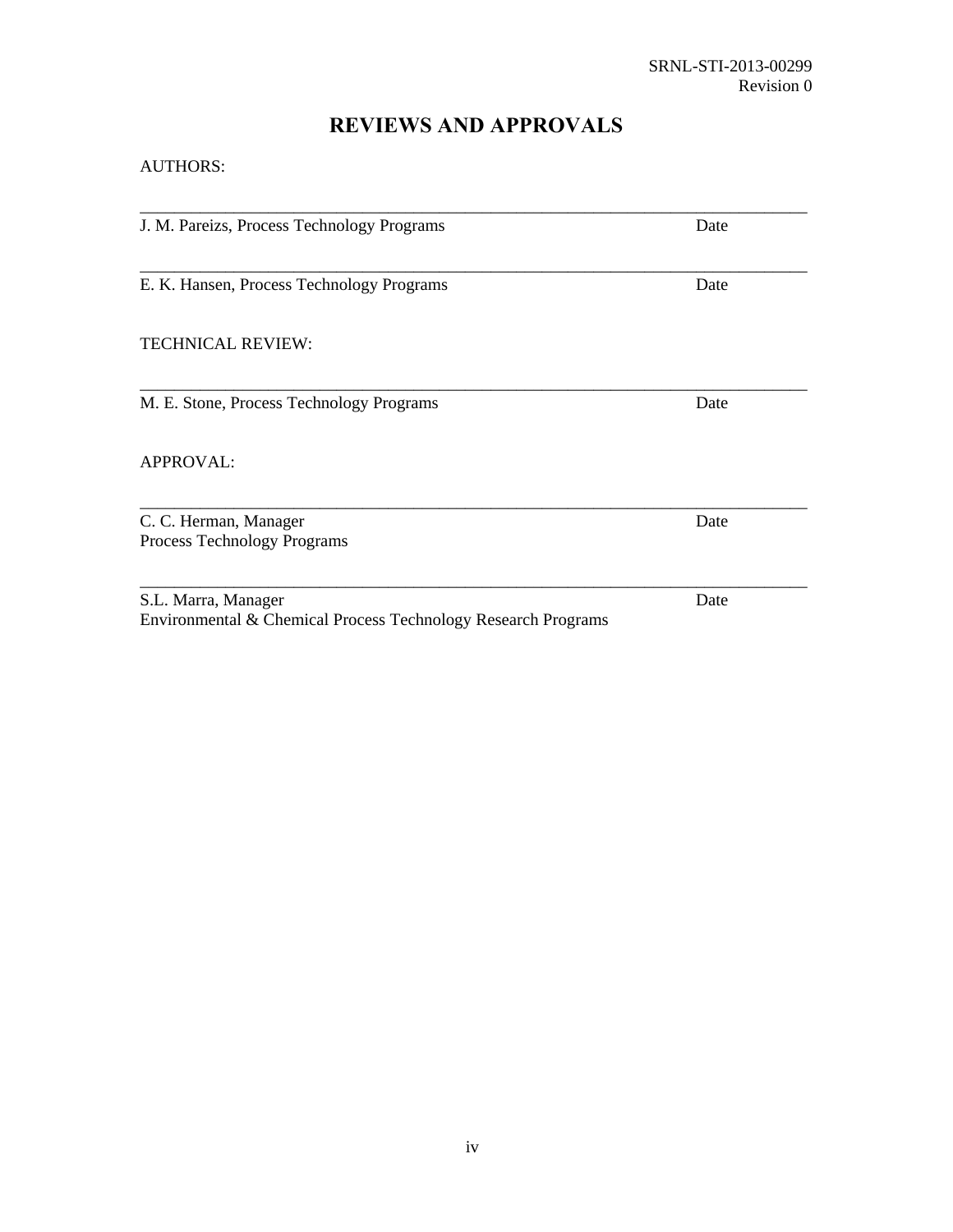# REVIEWS AND APPROVALS

AUTHORS:

______________________________________________________________________________

J. M. Pareizs, Process Technology Programs                                                     Date

______________________________________________________________________________

E. K. Hansen, Process Technology Programs                                                     Date

TECHNICAL REVIEW:

______________________________________________________________________________

M. E. Stone, Process Technology Programs                                                     Date

APPROVAL:

______________________________________________________________________________

C. C. Herman, Manager                                                     Date
Process Technology Programs

______________________________________________________________________________

S.L. Marra, Manager                                                     Date
Environmental & Chemical Process Technology Research Programs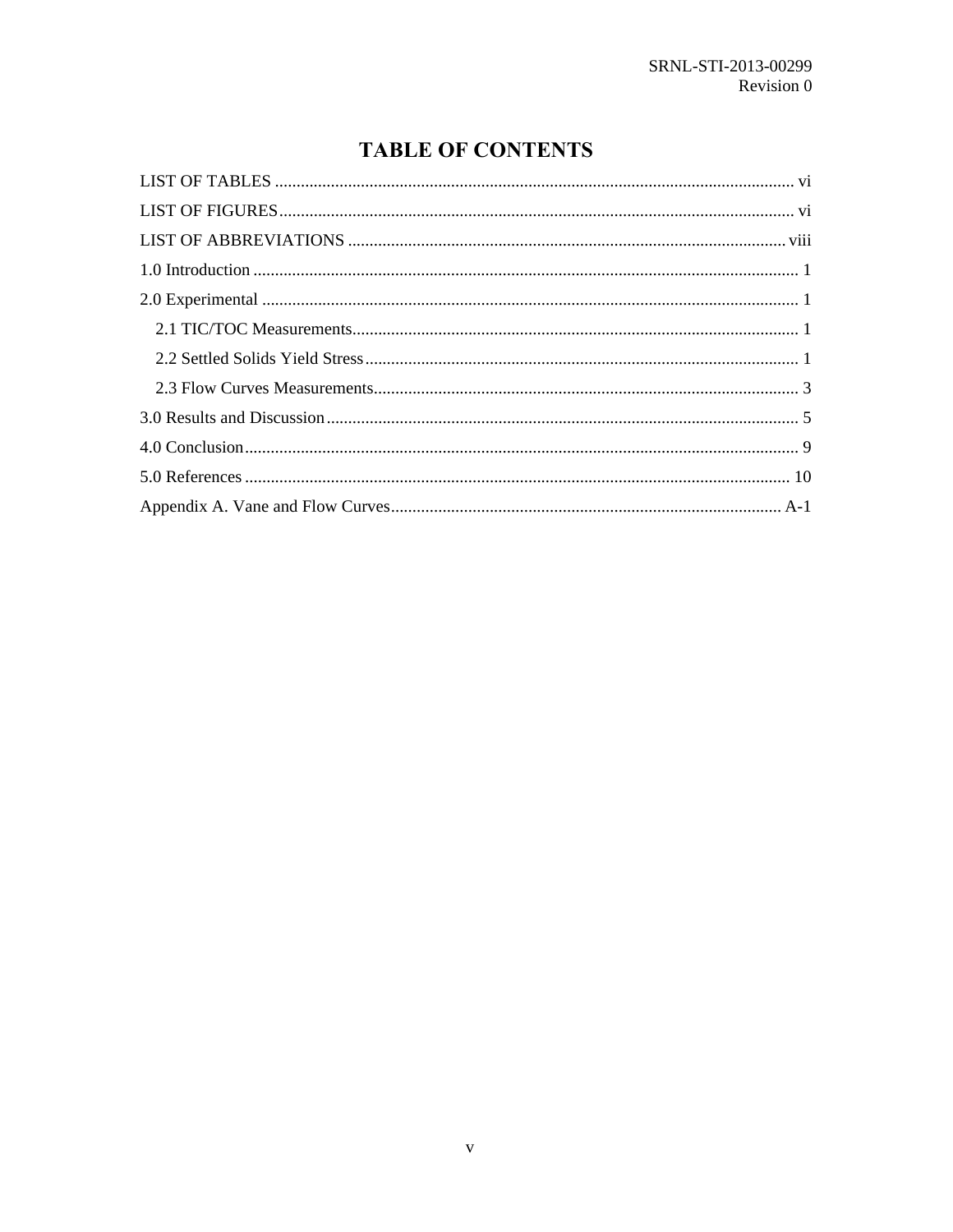# TABLE OF CONTENTS

LIST OF TABLES ........................................................................................................................ vi

LIST OF FIGURES........................................................................................................................ vi

LIST OF ABBREVIATIONS ...................................................................................................... viii

1.0 Introduction ............................................................................................................................... 1

2.0 Experimental ............................................................................................................................. 1

  2.1 TIC/TOC Measurements........................................................................................................ 1

  2.2 Settled Solids Yield Stress...................................................................................................... 1

  2.3 Flow Curves Measurements.................................................................................................... 3

3.0 Results and Discussion.............................................................................................................. 5

4.0 Conclusion................................................................................................................................. 9

5.0 References ............................................................................................................................... 10

Appendix A. Vane and Flow Curves........................................................................................... A-1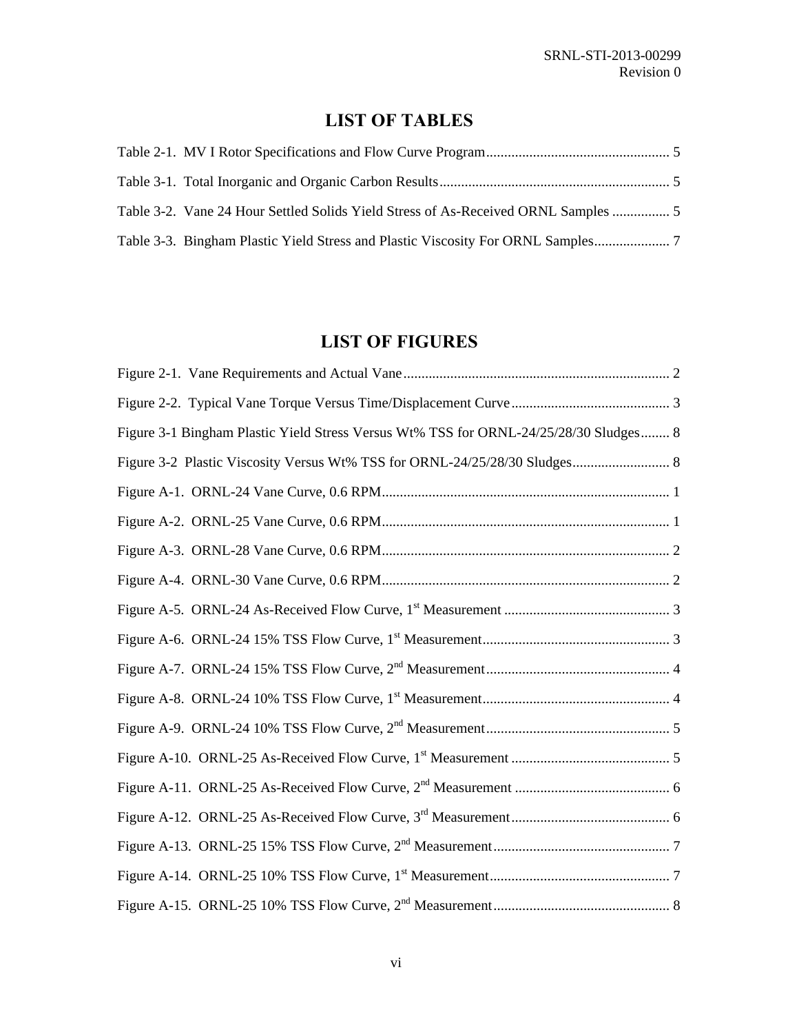# LIST OF TABLES

Table 2-1. MV I Rotor Specifications and Flow Curve Program ........ 5

Table 3-1. Total Inorganic and Organic Carbon Results ........ 5

Table 3-2. Vane 24 Hour Settled Solids Yield Stress of As-Received ORNL Samples ........ 5

Table 3-3. Bingham Plastic Yield Stress and Plastic Viscosity For ORNL Samples ........ 7

# LIST OF FIGURES

Figure 2-1. Vane Requirements and Actual Vane ........ 2

Figure 2-2. Typical Vane Torque Versus Time/Displacement Curve ........ 3

Figure 3-1 Bingham Plastic Yield Stress Versus Wt% TSS for ORNL-24/25/28/30 Sludges ........ 8

Figure 3-2 Plastic Viscosity Versus Wt% TSS for ORNL-24/25/28/30 Sludges ........ 8

Figure A-1. ORNL-24 Vane Curve, 0.6 RPM ........ 1

Figure A-2. ORNL-25 Vane Curve, 0.6 RPM ........ 1

Figure A-3. ORNL-28 Vane Curve, 0.6 RPM ........ 2

Figure A-4. ORNL-30 Vane Curve, 0.6 RPM ........ 2

Figure A-5. ORNL-24 As-Received Flow Curve, 1st Measurement ........ 3

Figure A-6. ORNL-24 15% TSS Flow Curve, 1st Measurement ........ 3

Figure A-7. ORNL-24 15% TSS Flow Curve, 2nd Measurement ........ 4

Figure A-8. ORNL-24 10% TSS Flow Curve, 1st Measurement ........ 4

Figure A-9. ORNL-24 10% TSS Flow Curve, 2nd Measurement ........ 5

Figure A-10. ORNL-25 As-Received Flow Curve, 1st Measurement ........ 5

Figure A-11. ORNL-25 As-Received Flow Curve, 2nd Measurement ........ 6

Figure A-12. ORNL-25 As-Received Flow Curve, 3rd Measurement ........ 6

Figure A-13. ORNL-25 15% TSS Flow Curve, 2nd Measurement ........ 7

Figure A-14. ORNL-25 10% TSS Flow Curve, 1st Measurement ........ 7

Figure A-15. ORNL-25 10% TSS Flow Curve, 2nd Measurement ........ 8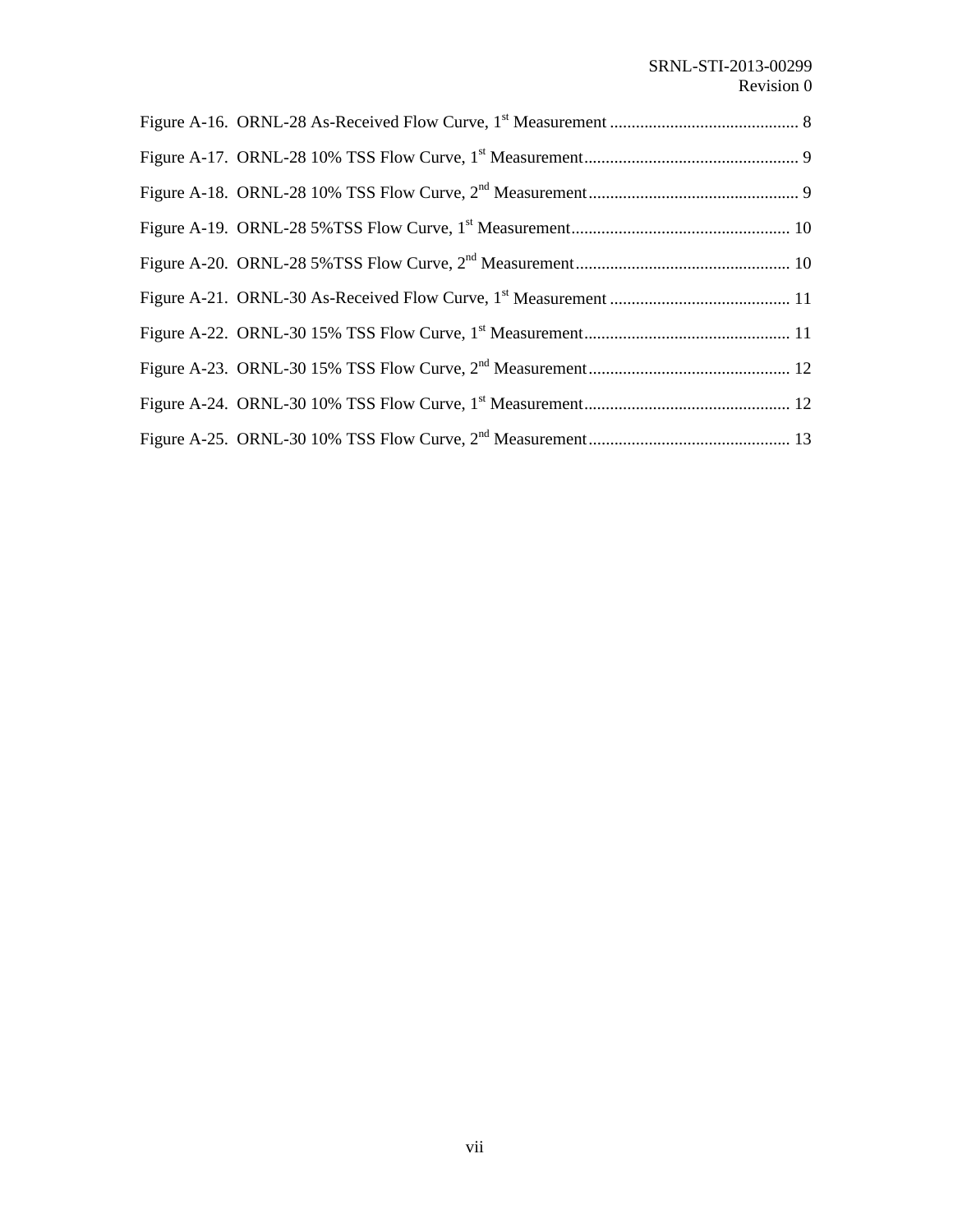Figure A-16. ORNL-28 As-Received Flow Curve, 1st Measurement ............................................ 8

Figure A-17. ORNL-28 10% TSS Flow Curve, 1st Measurement.................................................. 9

Figure A-18. ORNL-28 10% TSS Flow Curve, 2nd Measurement................................................. 9

Figure A-19. ORNL-28 5%TSS Flow Curve, 1st Measurement................................................... 10

Figure A-20. ORNL-28 5%TSS Flow Curve, 2nd Measurement.................................................. 10

Figure A-21. ORNL-30 As-Received Flow Curve, 1st Measurement .......................................... 11

Figure A-22. ORNL-30 15% TSS Flow Curve, 1st Measurement................................................ 11

Figure A-23. ORNL-30 15% TSS Flow Curve, 2nd Measurement............................................... 12

Figure A-24. ORNL-30 10% TSS Flow Curve, 1st Measurement................................................ 12

Figure A-25. ORNL-30 10% TSS Flow Curve, 2nd Measurement............................................... 13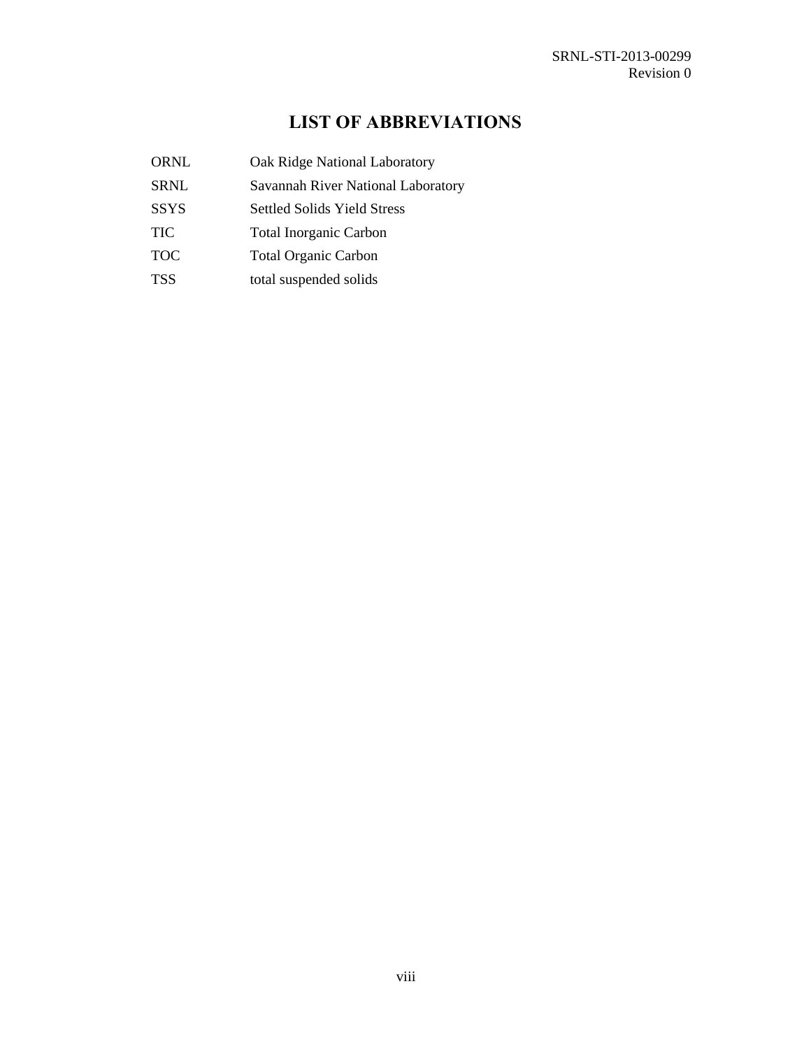# LIST OF ABBREVIATIONS

| | |
|---|---|
| ORNL | Oak Ridge National Laboratory |
| SRNL | Savannah River National Laboratory |
| SSYS | Settled Solids Yield Stress |
| TIC | Total Inorganic Carbon |
| TOC | Total Organic Carbon |
| TSS | total suspended solids |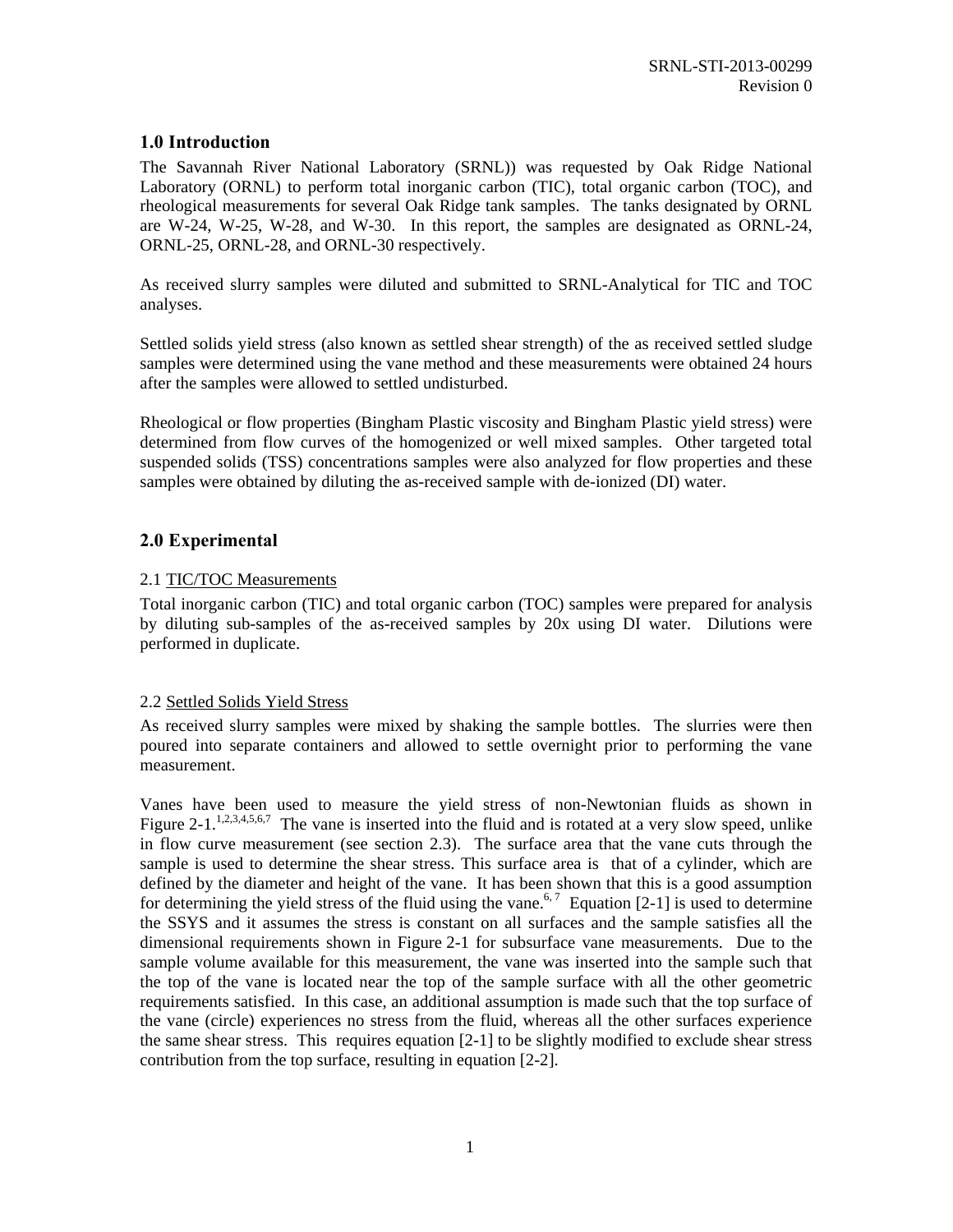## 1.0 Introduction

The Savannah River National Laboratory (SRNL)) was requested by Oak Ridge National Laboratory (ORNL) to perform total inorganic carbon (TIC), total organic carbon (TOC), and rheological measurements for several Oak Ridge tank samples. The tanks designated by ORNL are W-24, W-25, W-28, and W-30. In this report, the samples are designated as ORNL-24, ORNL-25, ORNL-28, and ORNL-30 respectively.

As received slurry samples were diluted and submitted to SRNL-Analytical for TIC and TOC analyses.

Settled solids yield stress (also known as settled shear strength) of the as received settled sludge samples were determined using the vane method and these measurements were obtained 24 hours after the samples were allowed to settled undisturbed.

Rheological or flow properties (Bingham Plastic viscosity and Bingham Plastic yield stress) were determined from flow curves of the homogenized or well mixed samples. Other targeted total suspended solids (TSS) concentrations samples were also analyzed for flow properties and these samples were obtained by diluting the as-received sample with de-ionized (DI) water.

## 2.0 Experimental

### 2.1 TIC/TOC Measurements

Total inorganic carbon (TIC) and total organic carbon (TOC) samples were prepared for analysis by diluting sub-samples of the as-received samples by 20x using DI water. Dilutions were performed in duplicate.

### 2.2 Settled Solids Yield Stress

As received slurry samples were mixed by shaking the sample bottles. The slurries were then poured into separate containers and allowed to settle overnight prior to performing the vane measurement.

Vanes have been used to measure the yield stress of non-Newtonian fluids as shown in Figure 2-1.[1,2,3,4,5,6,7] The vane is inserted into the fluid and is rotated at a very slow speed, unlike in flow curve measurement (see section 2.3). The surface area that the vane cuts through the sample is used to determine the shear stress. This surface area is that of a cylinder, which are defined by the diameter and height of the vane. It has been shown that this is a good assumption for determining the yield stress of the fluid using the vane.[6,7] Equation [2-1] is used to determine the SSYS and it assumes the stress is constant on all surfaces and the sample satisfies all the dimensional requirements shown in Figure 2-1 for subsurface vane measurements. Due to the sample volume available for this measurement, the vane was inserted into the sample such that the top of the vane is located near the top of the sample surface with all the other geometric requirements satisfied. In this case, an additional assumption is made such that the top surface of the vane (circle) experiences no stress from the fluid, whereas all the other surfaces experience the same shear stress. This requires equation [2-1] to be slightly modified to exclude shear stress contribution from the top surface, resulting in equation [2-2].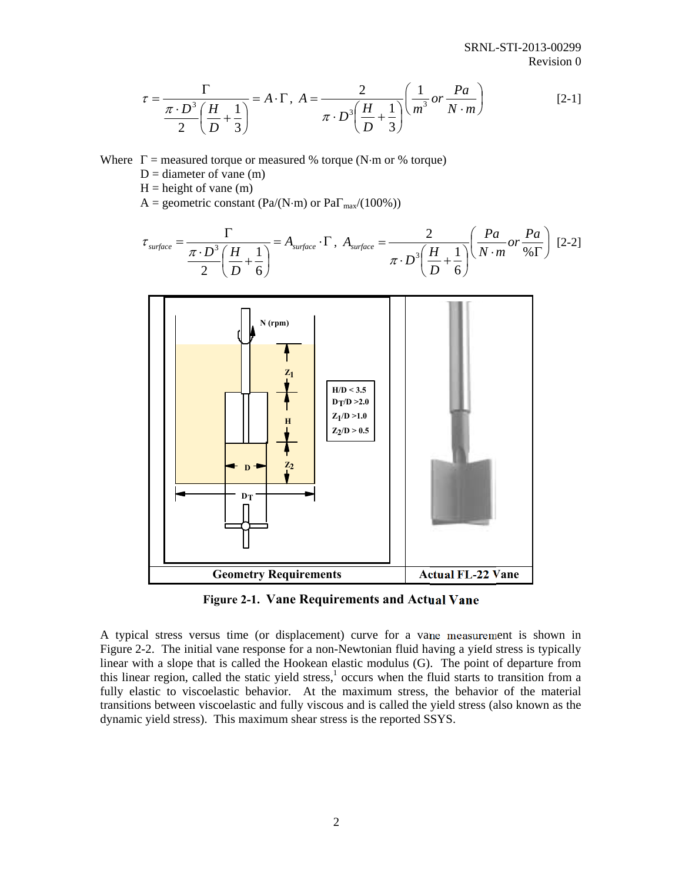$$\tau = \frac{\Gamma}{\frac{\pi \cdot D^3}{2}\left(\frac{H}{D}+\frac{1}{3}\right)} = A \cdot \Gamma,\ A = \frac{2}{\pi \cdot D^3\left(\frac{H}{D}+\frac{1}{3}\right)}\left(\frac{1}{m^3}\ or\ \frac{Pa}{N \cdot m}\right) \qquad [2\text{-}1]$$

Where $\Gamma$ = measured torque or measured % torque (N·m or % torque)
$D$ = diameter of vane (m)
$H$ = height of vane (m)
$A$ = geometric constant (Pa/(N·m) or Pa$\Gamma_{max}$/(100%))

$$\tau_{surface} = \frac{\Gamma}{\frac{\pi \cdot D^3}{2}\left(\frac{H}{D}+\frac{1}{6}\right)} = A_{surface} \cdot \Gamma,\ A_{surface} = \frac{2}{\pi \cdot D^3\left(\frac{H}{D}+\frac{1}{6}\right)}\left(\frac{Pa}{N \cdot m}\ or\ \frac{Pa}{\%\Gamma}\right) \qquad [2\text{-}2]$$

| Geometry Requirements | Actual FL-22 Vane |
| --- | --- |
| N (rpm); $Z_1$; H; $Z_2$; D; $D_T$ — $H/D < 3.5$, $D_T/D > 2.0$, $Z_1/D > 1.0$, $Z_2/D > 0.5$ | |

**Figure 2-1. Vane Requirements and Actual Vane**

A typical stress versus time (or displacement) curve for a vane measurement is shown in Figure 2-2. The initial vane response for a non-Newtonian fluid having a yield stress is typically linear with a slope that is called the Hookean elastic modulus (G). The point of departure from this linear region, called the static yield stress,[1] occurs when the fluid starts to transition from a fully elastic to viscoelastic behavior. At the maximum stress, the behavior of the material transitions between viscoelastic and fully viscous and is called the yield stress (also known as the dynamic yield stress). This maximum shear stress is the reported SSYS.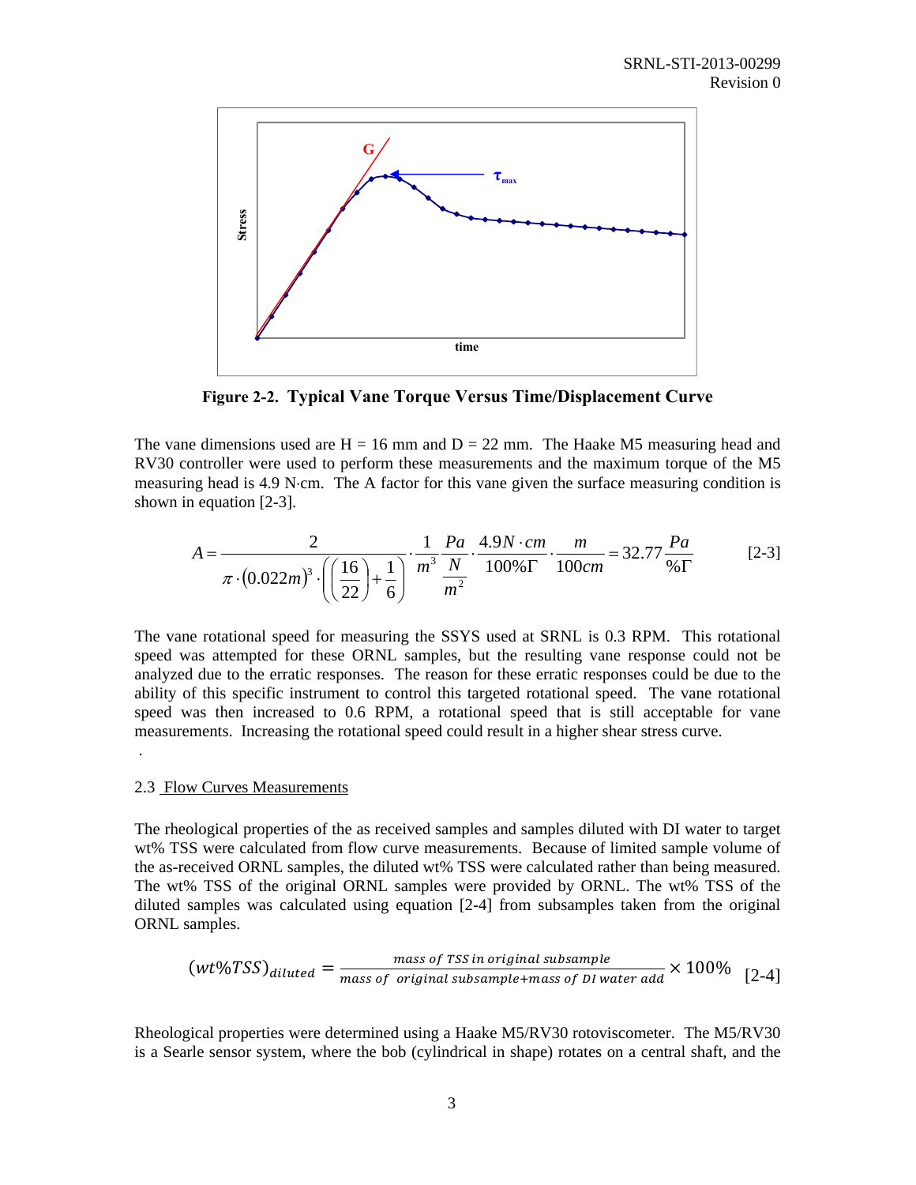**Figure 2-2. Typical Vane Torque Versus Time/Displacement Curve**

The vane dimensions used are H = 16 mm and D = 22 mm. The Haake M5 measuring head and RV30 controller were used to perform these measurements and the maximum torque of the M5 measuring head is 4.9 N·cm. The A factor for this vane given the surface measuring condition is shown in equation [2-3].

$$A = \frac{2}{\pi \cdot (0.022m)^3 \cdot \left( \left( \frac{16}{22} \right) + \frac{1}{6} \right)} \cdot \frac{1}{m^3} \frac{Pa}{\frac{N}{m^2}} \cdot \frac{4.9 N \cdot cm}{100\% \Gamma} \cdot \frac{m}{100 cm} = 32.77 \frac{Pa}{\% \Gamma} \quad [2\text{-}3]$$

The vane rotational speed for measuring the SSYS used at SRNL is 0.3 RPM. This rotational speed was attempted for these ORNL samples, but the resulting vane response could not be analyzed due to the erratic responses. The reason for these erratic responses could be due to the ability of this specific instrument to control this targeted rotational speed. The vane rotational speed was then increased to 0.6 RPM, a rotational speed that is still acceptable for vane measurements. Increasing the rotational speed could result in a higher shear stress curve.

.

## 2.3 Flow Curves Measurements

The rheological properties of the as received samples and samples diluted with DI water to target wt% TSS were calculated from flow curve measurements. Because of limited sample volume of the as-received ORNL samples, the diluted wt% TSS were calculated rather than being measured. The wt% TSS of the original ORNL samples were provided by ORNL. The wt% TSS of the diluted samples was calculated using equation [2-4] from subsamples taken from the original ORNL samples.

$$(wt\%TSS)_{diluted} = \frac{mass\ of\ TSS\ in\ original\ subsample}{mass\ of\ \ original\ subsample + mass\ of\ DI\ water\ add} \times 100\% \quad [2\text{-}4]$$

Rheological properties were determined using a Haake M5/RV30 rotoviscometer. The M5/RV30 is a Searle sensor system, where the bob (cylindrical in shape) rotates on a central shaft, and the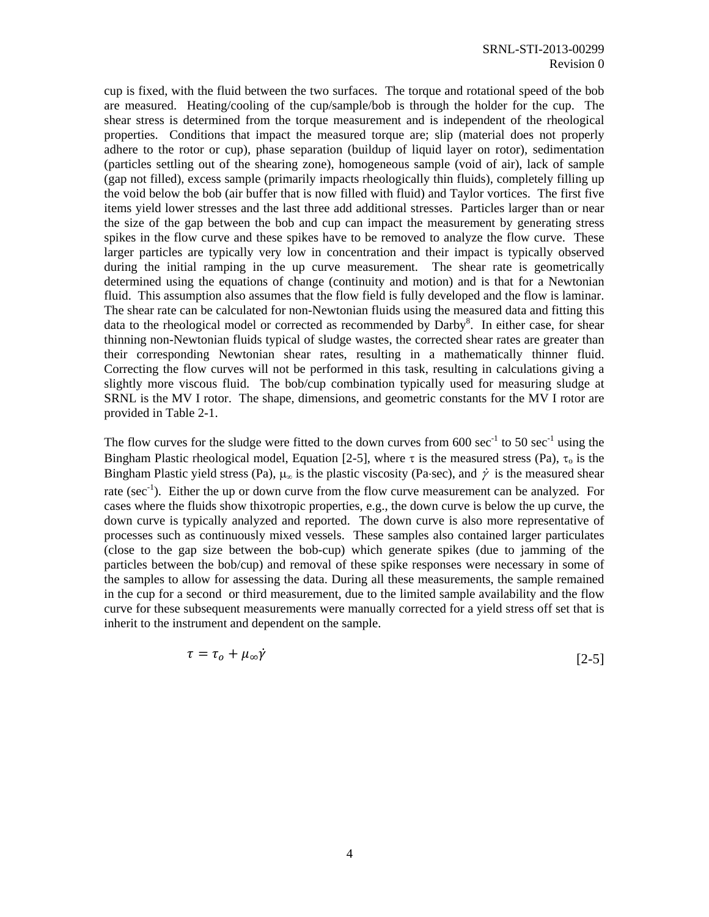cup is fixed, with the fluid between the two surfaces. The torque and rotational speed of the bob are measured. Heating/cooling of the cup/sample/bob is through the holder for the cup. The shear stress is determined from the torque measurement and is independent of the rheological properties. Conditions that impact the measured torque are; slip (material does not properly adhere to the rotor or cup), phase separation (buildup of liquid layer on rotor), sedimentation (particles settling out of the shearing zone), homogeneous sample (void of air), lack of sample (gap not filled), excess sample (primarily impacts rheologically thin fluids), completely filling up the void below the bob (air buffer that is now filled with fluid) and Taylor vortices. The first five items yield lower stresses and the last three add additional stresses. Particles larger than or near the size of the gap between the bob and cup can impact the measurement by generating stress spikes in the flow curve and these spikes have to be removed to analyze the flow curve. These larger particles are typically very low in concentration and their impact is typically observed during the initial ramping in the up curve measurement. The shear rate is geometrically determined using the equations of change (continuity and motion) and is that for a Newtonian fluid. This assumption also assumes that the flow field is fully developed and the flow is laminar. The shear rate can be calculated for non-Newtonian fluids using the measured data and fitting this data to the rheological model or corrected as recommended by Darby[8]. In either case, for shear thinning non-Newtonian fluids typical of sludge wastes, the corrected shear rates are greater than their corresponding Newtonian shear rates, resulting in a mathematically thinner fluid. Correcting the flow curves will not be performed in this task, resulting in calculations giving a slightly more viscous fluid. The bob/cup combination typically used for measuring sludge at SRNL is the MV I rotor. The shape, dimensions, and geometric constants for the MV I rotor are provided in Table 2-1.

The flow curves for the sludge were fitted to the down curves from 600 $sec^{-1}$ to 50 $sec^{-1}$ using the Bingham Plastic rheological model, Equation [2-5], where $\tau$ is the measured stress (Pa), $\tau_o$ is the Bingham Plastic yield stress (Pa), $\mu_\infty$ is the plastic viscosity (Pa·sec), and $\dot{\gamma}$ is the measured shear rate ($sec^{-1}$). Either the up or down curve from the flow curve measurement can be analyzed. For cases where the fluids show thixotropic properties, e.g., the down curve is below the up curve, the down curve is typically analyzed and reported. The down curve is also more representative of processes such as continuously mixed vessels. These samples also contained larger particulates (close to the gap size between the bob-cup) which generate spikes (due to jamming of the particles between the bob/cup) and removal of these spike responses were necessary in some of the samples to allow for assessing the data. During all these measurements, the sample remained in the cup for a second or third measurement, due to the limited sample availability and the flow curve for these subsequent measurements were manually corrected for a yield stress off set that is inherit to the instrument and dependent on the sample.

$$\tau = \tau_o + \mu_\infty \dot{\gamma} \qquad [2\text{-}5]$$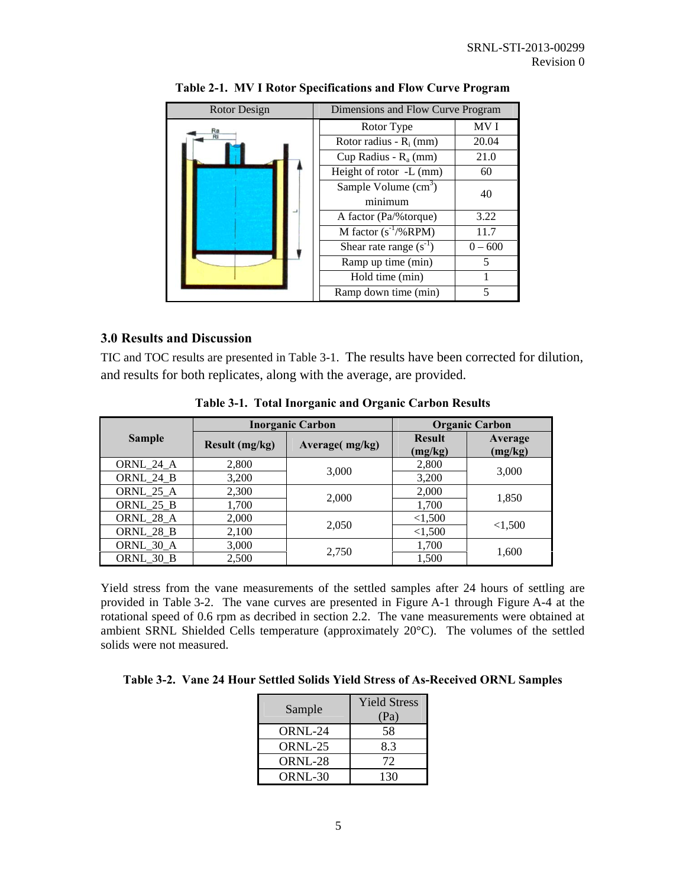**Table 2-1. MV I Rotor Specifications and Flow Curve Program**

| Rotor Design | Dimensions and Flow Curve Program | |
|---|---|---|
| | Rotor Type | MV I |
| | Rotor radius - $R_i$ (mm) | 20.04 |
| | Cup Radius - $R_a$ (mm) | 21.0 |
| | Height of rotor -L (mm) | 60 |
| | Sample Volume ($cm^3$) minimum | 40 |
| | A factor (Pa/%torque) | 3.22 |
| | M factor ($s^{-1}$/%RPM) | 11.7 |
| | Shear rate range ($s^{-1}$) | 0 – 600 |
| | Ramp up time (min) | 5 |
| | Hold time (min) | 1 |
| | Ramp down time (min) | 5 |

## 3.0 Results and Discussion

TIC and TOC results are presented in Table 3-1. The results have been corrected for dilution, and results for both replicates, along with the average, are provided.

**Table 3-1. Total Inorganic and Organic Carbon Results**

| Sample | Inorganic Carbon | | Organic Carbon | |
|---|---|---|---|---|
| | Result (mg/kg) | Average( mg/kg) | Result (mg/kg) | Average (mg/kg) |
| ORNL_24_A | 2,800 | 3,000 | 2,800 | 3,000 |
| ORNL_24_B | 3,200 | | 3,200 | |
| ORNL_25_A | 2,300 | 2,000 | 2,000 | 1,850 |
| ORNL_25_B | 1,700 | | 1,700 | |
| ORNL_28_A | 2,000 | 2,050 | <1,500 | <1,500 |
| ORNL_28_B | 2,100 | | <1,500 | |
| ORNL_30_A | 3,000 | 2,750 | 1,700 | 1,600 |
| ORNL_30_B | 2,500 | | 1,500 | |

Yield stress from the vane measurements of the settled samples after 24 hours of settling are provided in Table 3-2. The vane curves are presented in Figure A-1 through Figure A-4 at the rotational speed of 0.6 rpm as decribed in section 2.2. The vane measurements were obtained at ambient SRNL Shielded Cells temperature (approximately 20°C). The volumes of the settled solids were not measured.

**Table 3-2. Vane 24 Hour Settled Solids Yield Stress of As-Received ORNL Samples**

| Sample | Yield Stress (Pa) |
|---|---|
| ORNL-24 | 58 |
| ORNL-25 | 8.3 |
| ORNL-28 | 72 |
| ORNL-30 | 130 |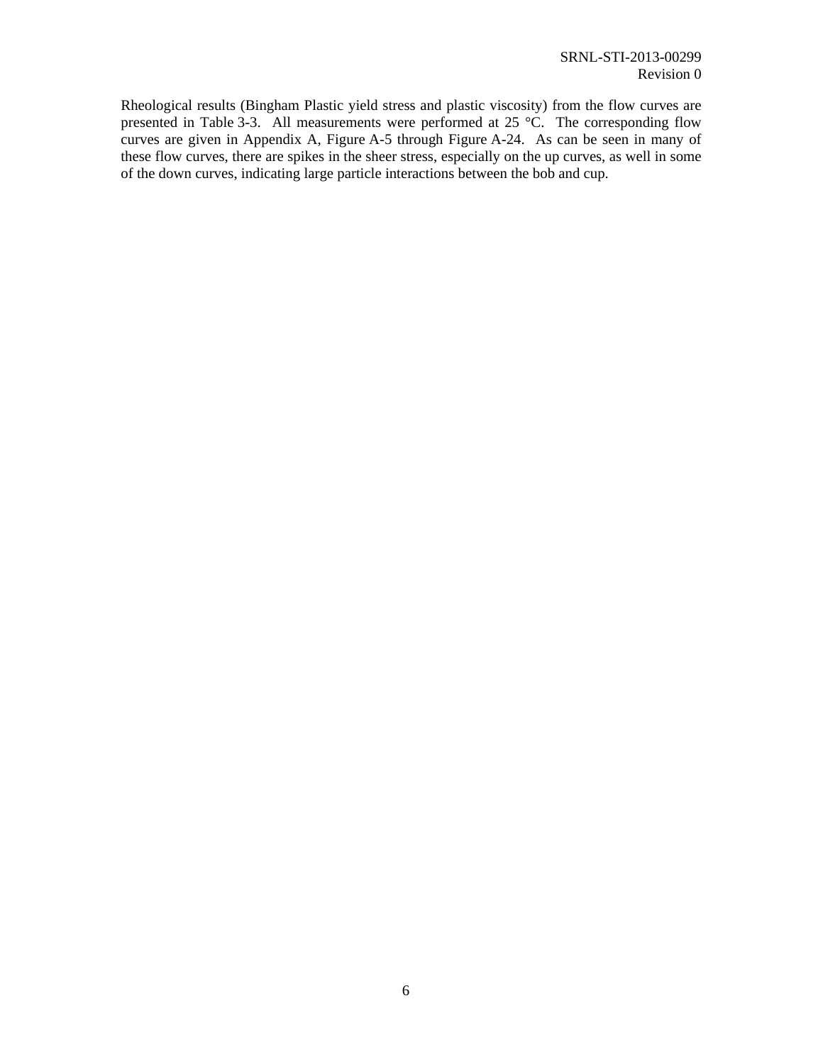Rheological results (Bingham Plastic yield stress and plastic viscosity) from the flow curves are presented in Table 3-3. All measurements were performed at 25 °C. The corresponding flow curves are given in Appendix A, Figure A-5 through Figure A-24. As can be seen in many of these flow curves, there are spikes in the sheer stress, especially on the up curves, as well in some of the down curves, indicating large particle interactions between the bob and cup.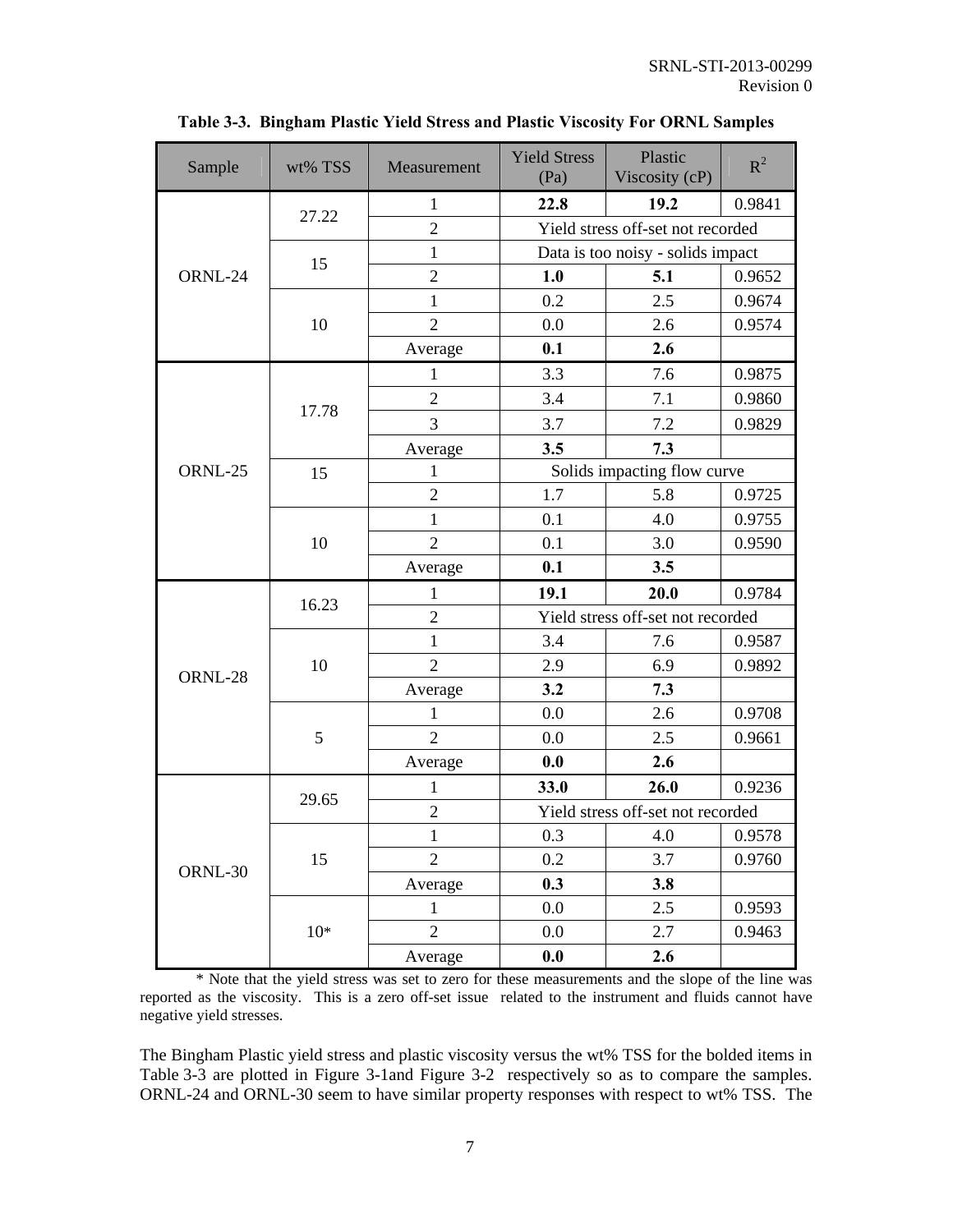**Table 3-3. Bingham Plastic Yield Stress and Plastic Viscosity For ORNL Samples**

| Sample | wt% TSS | Measurement | Yield Stress (Pa) | Plastic Viscosity (cP) | $R^2$ |
|---|---|---|---|---|---|
| ORNL-24 | 27.22 | 1 | **22.8** | **19.2** | 0.9841 |
| | | 2 | Yield stress off-set not recorded | | |
| | 15 | 1 | Data is too noisy - solids impact | | |
| | | 2 | **1.0** | **5.1** | 0.9652 |
| | 10 | 1 | 0.2 | 2.5 | 0.9674 |
| | | 2 | 0.0 | 2.6 | 0.9574 |
| | | Average | **0.1** | **2.6** | |
| ORNL-25 | 17.78 | 1 | 3.3 | 7.6 | 0.9875 |
| | | 2 | 3.4 | 7.1 | 0.9860 |
| | | 3 | 3.7 | 7.2 | 0.9829 |
| | | Average | **3.5** | **7.3** | |
| | 15 | 1 | Solids impacting flow curve | | |
| | | 2 | 1.7 | 5.8 | 0.9725 |
| | 10 | 1 | 0.1 | 4.0 | 0.9755 |
| | | 2 | 0.1 | 3.0 | 0.9590 |
| | | Average | **0.1** | **3.5** | |
| ORNL-28 | 16.23 | 1 | **19.1** | **20.0** | 0.9784 |
| | | 2 | Yield stress off-set not recorded | | |
| | 10 | 1 | 3.4 | 7.6 | 0.9587 |
| | | 2 | 2.9 | 6.9 | 0.9892 |
| | | Average | **3.2** | **7.3** | |
| | 5 | 1 | 0.0 | 2.6 | 0.9708 |
| | | 2 | 0.0 | 2.5 | 0.9661 |
| | | Average | **0.0** | **2.6** | |
| ORNL-30 | 29.65 | 1 | **33.0** | **26.0** | 0.9236 |
| | | 2 | Yield stress off-set not recorded | | |
| | 15 | 1 | 0.3 | 4.0 | 0.9578 |
| | | 2 | 0.2 | 3.7 | 0.9760 |
| | | Average | **0.3** | **3.8** | |
| | 10* | 1 | 0.0 | 2.5 | 0.9593 |
| | | 2 | 0.0 | 2.7 | 0.9463 |
| | | Average | **0.0** | **2.6** | |

\* Note that the yield stress was set to zero for these measurements and the slope of the line was reported as the viscosity. This is a zero off-set issue related to the instrument and fluids cannot have negative yield stresses.

The Bingham Plastic yield stress and plastic viscosity versus the wt% TSS for the bolded items in Table 3-3 are plotted in Figure 3-1and Figure 3-2 respectively so as to compare the samples. ORNL-24 and ORNL-30 seem to have similar property responses with respect to wt% TSS. The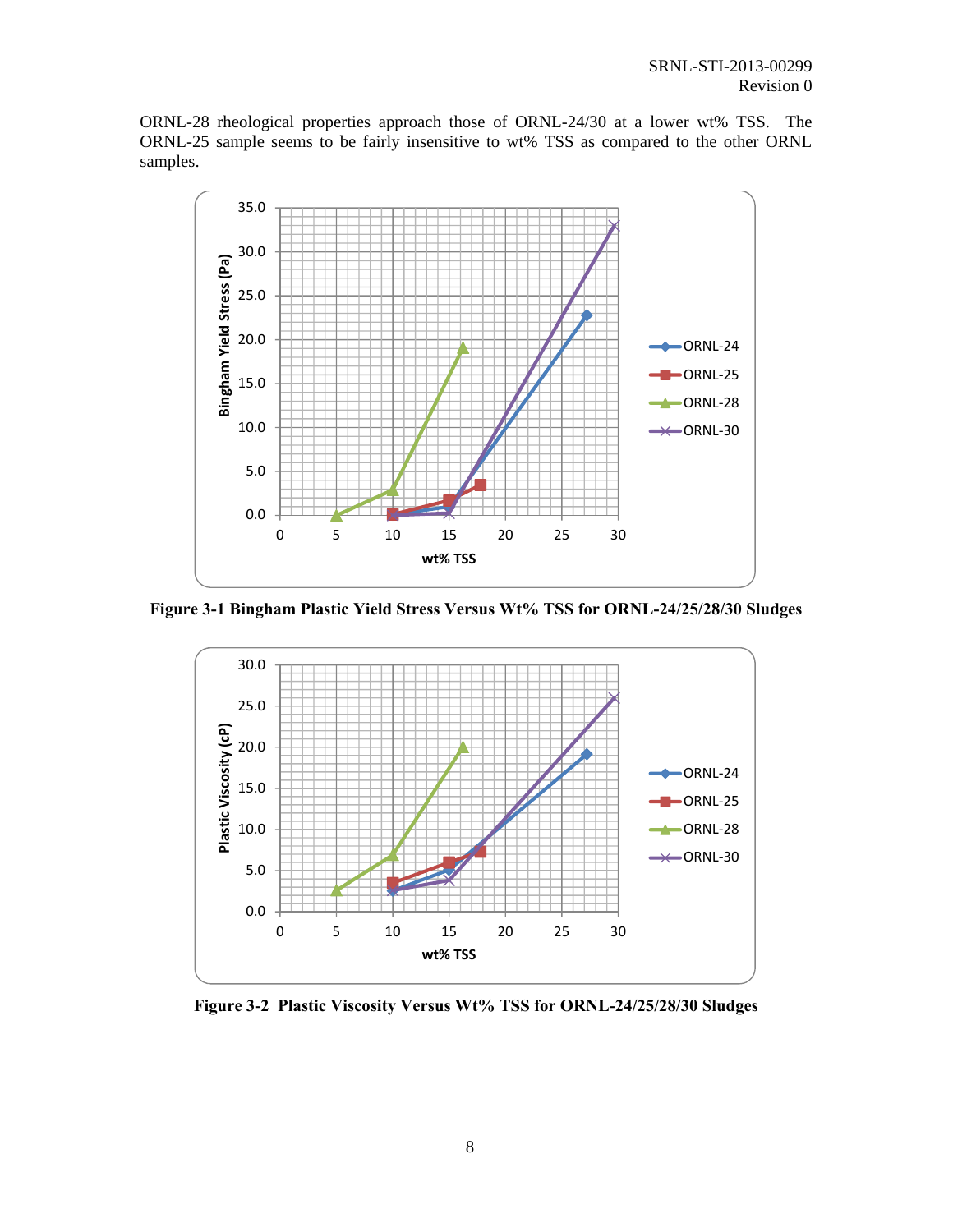ORNL-28 rheological properties approach those of ORNL-24/30 at a lower wt% TSS. The ORNL-25 sample seems to be fairly insensitive to wt% TSS as compared to the other ORNL samples.

**Figure 3-1 Bingham Plastic Yield Stress Versus Wt% TSS for ORNL-24/25/28/30 Sludges**

**Figure 3-2 Plastic Viscosity Versus Wt% TSS for ORNL-24/25/28/30 Sludges**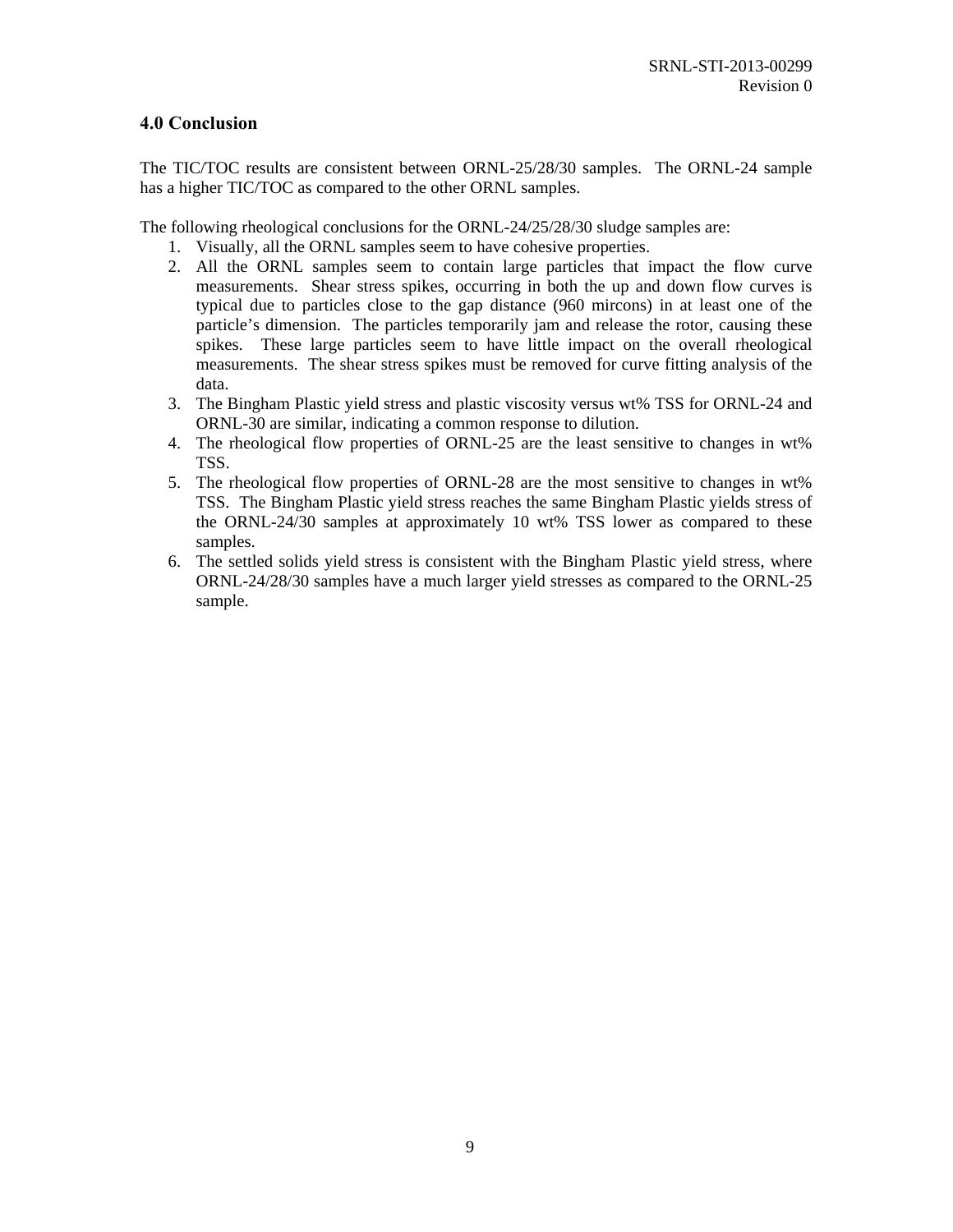## 4.0 Conclusion

The TIC/TOC results are consistent between ORNL-25/28/30 samples. The ORNL-24 sample has a higher TIC/TOC as compared to the other ORNL samples.

The following rheological conclusions for the ORNL-24/25/28/30 sludge samples are:

1. Visually, all the ORNL samples seem to have cohesive properties.
2. All the ORNL samples seem to contain large particles that impact the flow curve measurements. Shear stress spikes, occurring in both the up and down flow curves is typical due to particles close to the gap distance (960 mircons) in at least one of the particle's dimension. The particles temporarily jam and release the rotor, causing these spikes. These large particles seem to have little impact on the overall rheological measurements. The shear stress spikes must be removed for curve fitting analysis of the data.
3. The Bingham Plastic yield stress and plastic viscosity versus wt% TSS for ORNL-24 and ORNL-30 are similar, indicating a common response to dilution.
4. The rheological flow properties of ORNL-25 are the least sensitive to changes in wt% TSS.
5. The rheological flow properties of ORNL-28 are the most sensitive to changes in wt% TSS. The Bingham Plastic yield stress reaches the same Bingham Plastic yields stress of the ORNL-24/30 samples at approximately 10 wt% TSS lower as compared to these samples.
6. The settled solids yield stress is consistent with the Bingham Plastic yield stress, where ORNL-24/28/30 samples have a much larger yield stresses as compared to the ORNL-25 sample.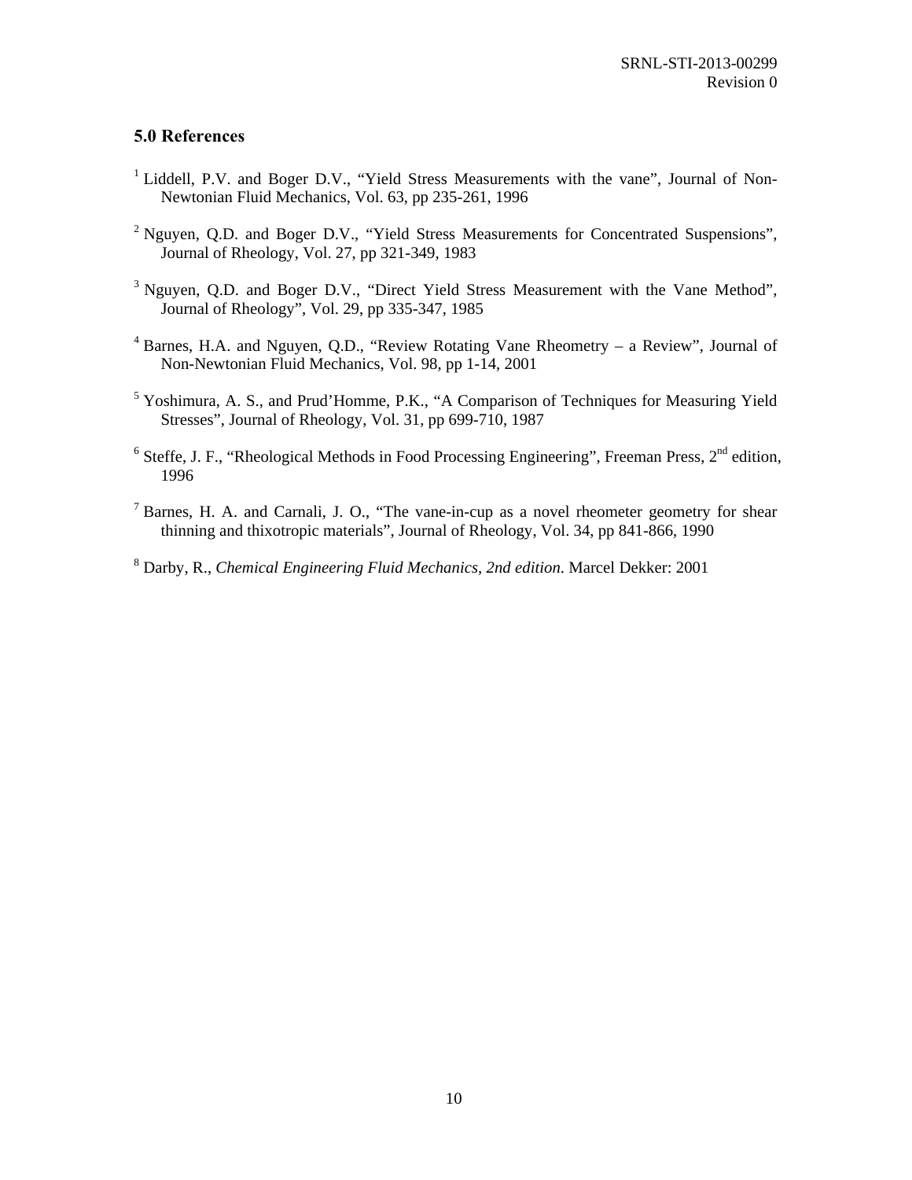## 5.0 References

[1] Liddell, P.V. and Boger D.V., "Yield Stress Measurements with the vane", Journal of Non-Newtonian Fluid Mechanics, Vol. 63, pp 235-261, 1996

[2] Nguyen, Q.D. and Boger D.V., "Yield Stress Measurements for Concentrated Suspensions", Journal of Rheology, Vol. 27, pp 321-349, 1983

[3] Nguyen, Q.D. and Boger D.V., "Direct Yield Stress Measurement with the Vane Method", Journal of Rheology", Vol. 29, pp 335-347, 1985

[4] Barnes, H.A. and Nguyen, Q.D., "Review Rotating Vane Rheometry – a Review", Journal of Non-Newtonian Fluid Mechanics, Vol. 98, pp 1-14, 2001

[5] Yoshimura, A. S., and Prud'Homme, P.K., "A Comparison of Techniques for Measuring Yield Stresses", Journal of Rheology, Vol. 31, pp 699-710, 1987

[6] Steffe, J. F., "Rheological Methods in Food Processing Engineering", Freeman Press, 2nd edition, 1996

[7] Barnes, H. A. and Carnali, J. O., "The vane-in-cup as a novel rheometer geometry for shear thinning and thixotropic materials", Journal of Rheology, Vol. 34, pp 841-866, 1990

[8] Darby, R., *Chemical Engineering Fluid Mechanics, 2nd edition*. Marcel Dekker: 2001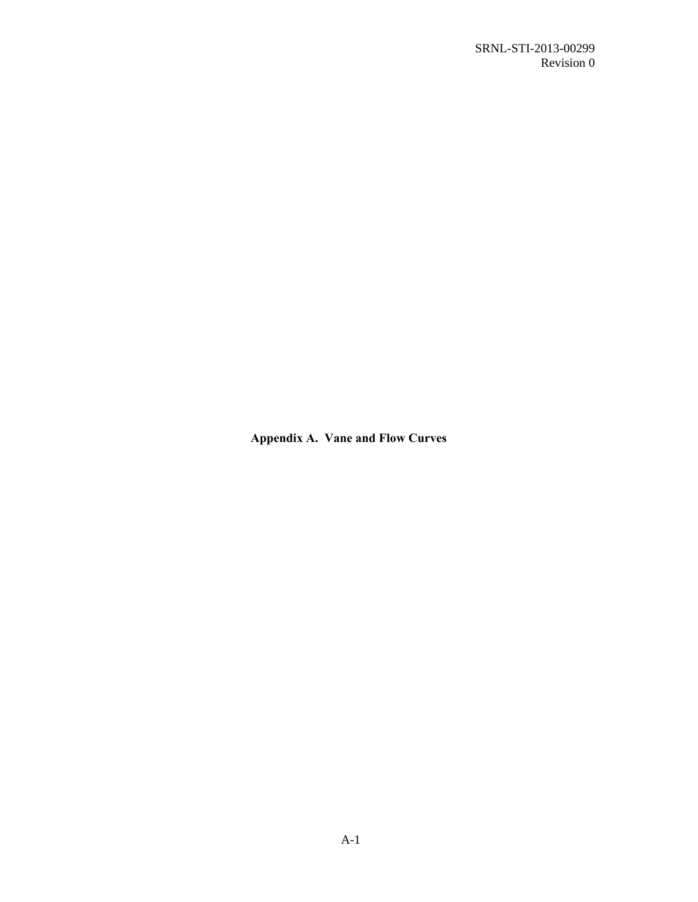# Appendix A. Vane and Flow Curves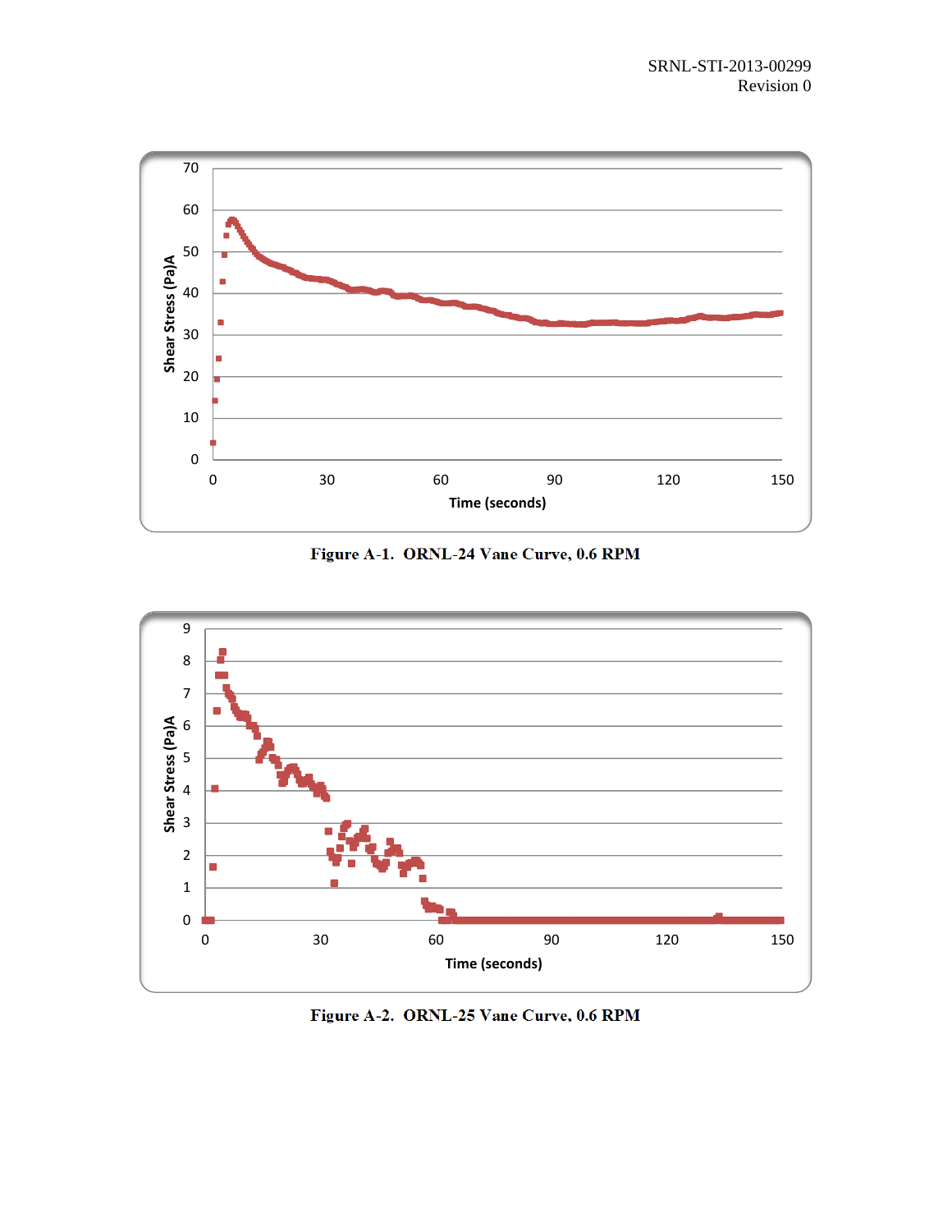Figure A-1. ORNL-24 Vane Curve, 0.6 RPM

Figure A-2. ORNL-25 Vane Curve, 0.6 RPM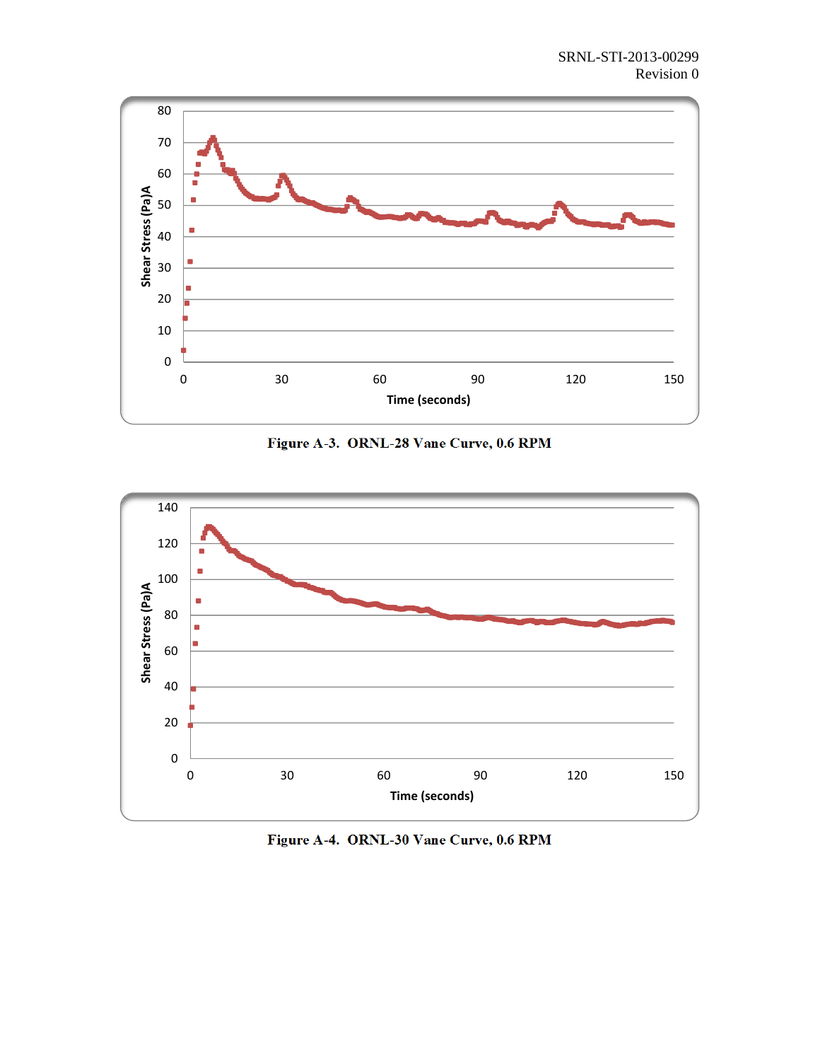Figure A-3. ORNL-28 Vane Curve, 0.6 RPM

Figure A-4. ORNL-30 Vane Curve, 0.6 RPM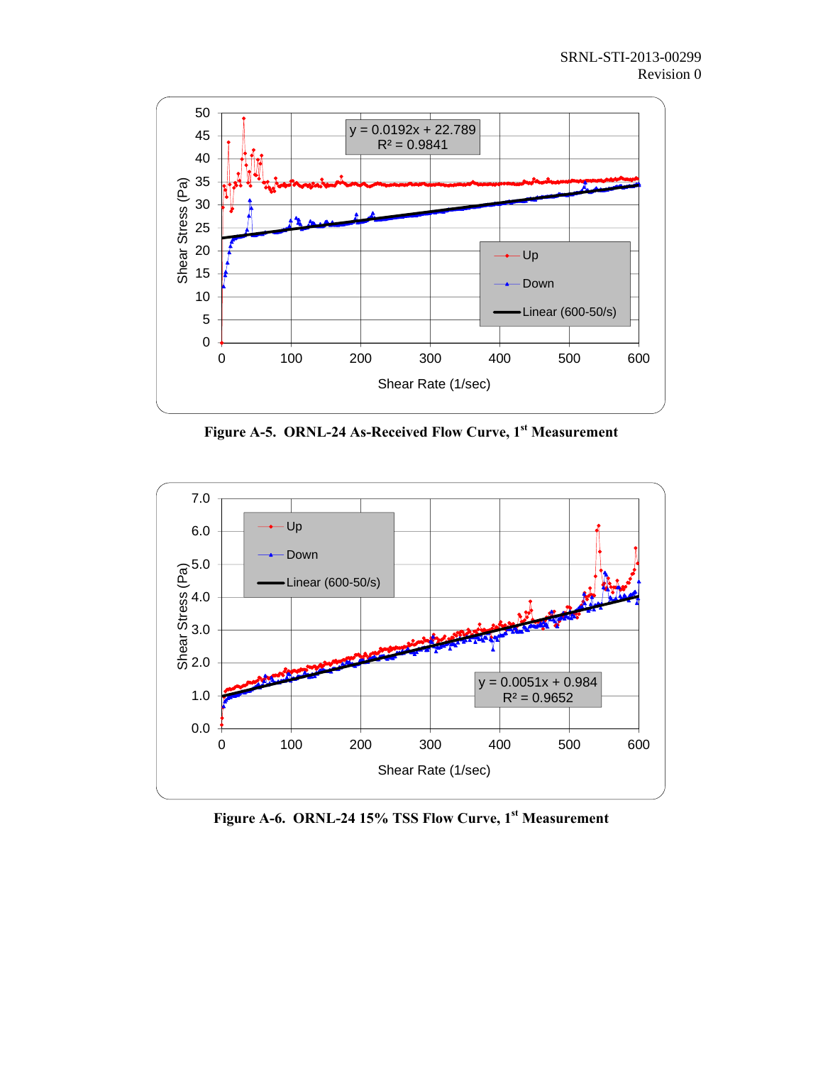Figure A-5. ORNL-24 As-Received Flow Curve, 1st Measurement

Figure A-6. ORNL-24 15% TSS Flow Curve, 1st Measurement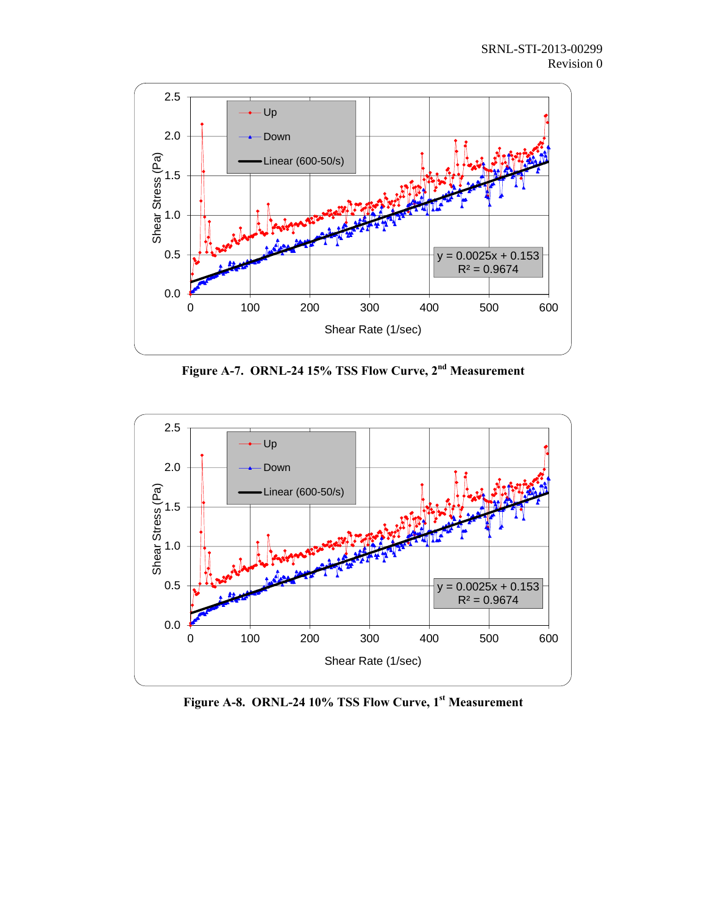Figure A-7. ORNL-24 15% TSS Flow Curve, 2nd Measurement

Figure A-8. ORNL-24 10% TSS Flow Curve, 1st Measurement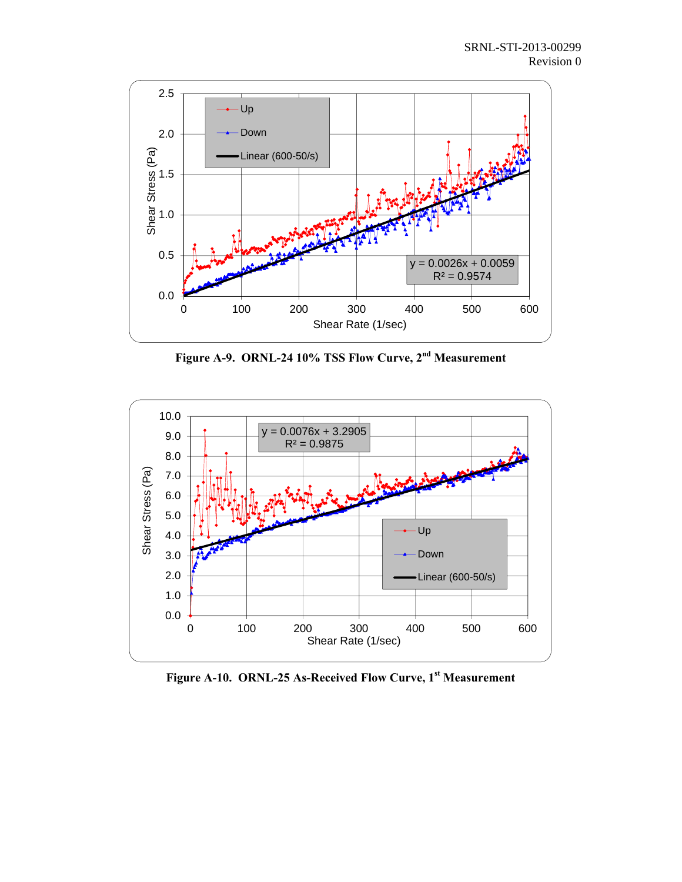Figure A-9. ORNL-24 10% TSS Flow Curve, 2nd Measurement

Figure A-10. ORNL-25 As-Received Flow Curve, 1st Measurement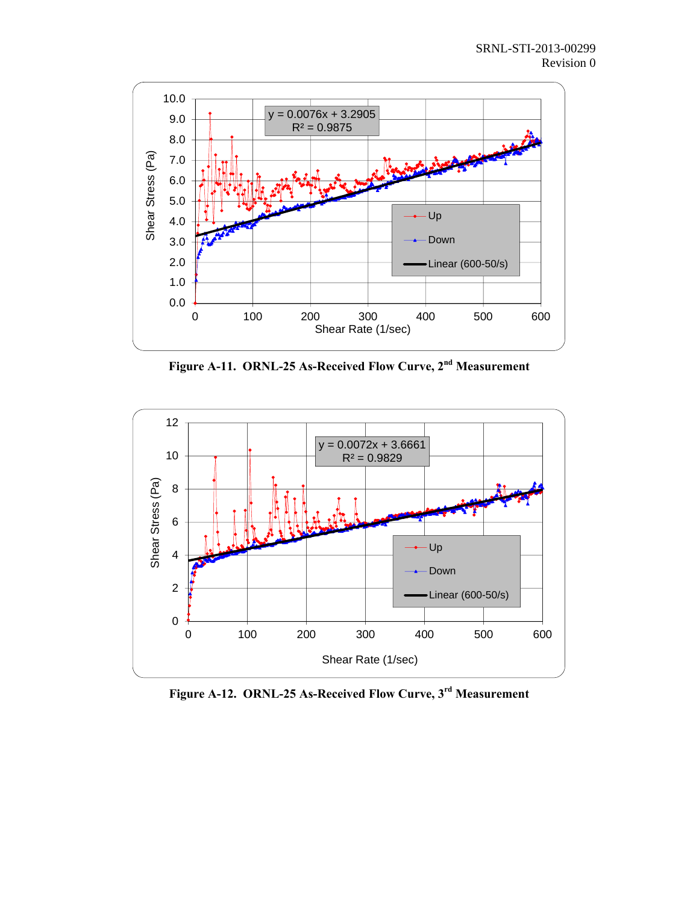Figure A-11. ORNL-25 As-Received Flow Curve, 2nd Measurement

Figure A-12. ORNL-25 As-Received Flow Curve, 3rd Measurement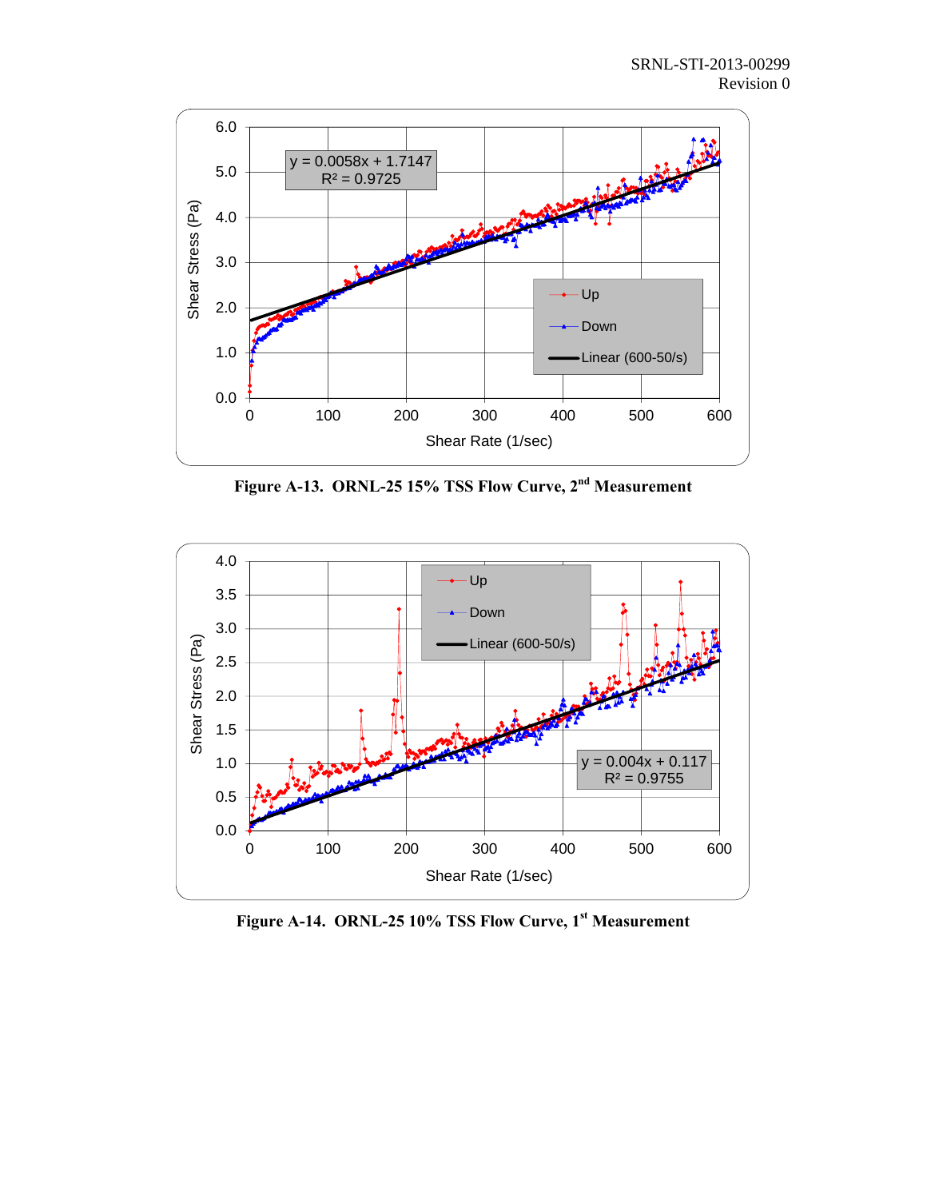**Figure A-13. ORNL-25 15% TSS Flow Curve, 2nd Measurement**

**Figure A-14. ORNL-25 10% TSS Flow Curve, 1st Measurement**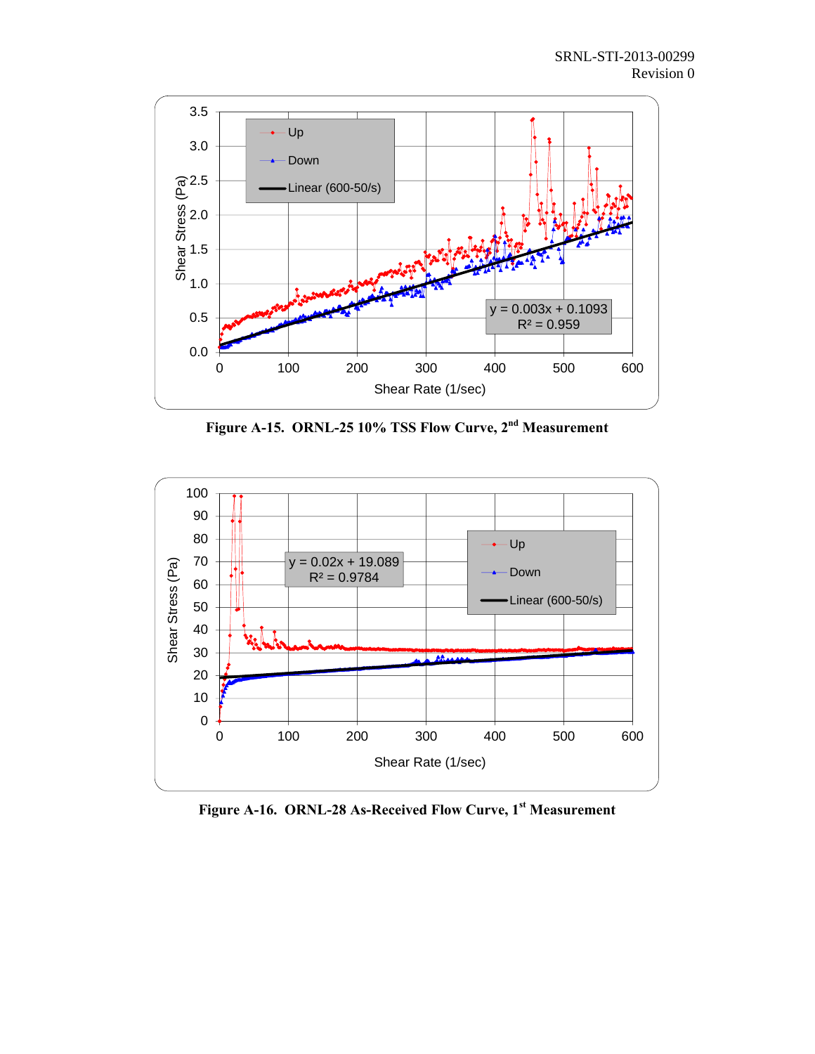Figure A-15. ORNL-25 10% TSS Flow Curve, 2nd Measurement

Figure A-16. ORNL-28 As-Received Flow Curve, 1st Measurement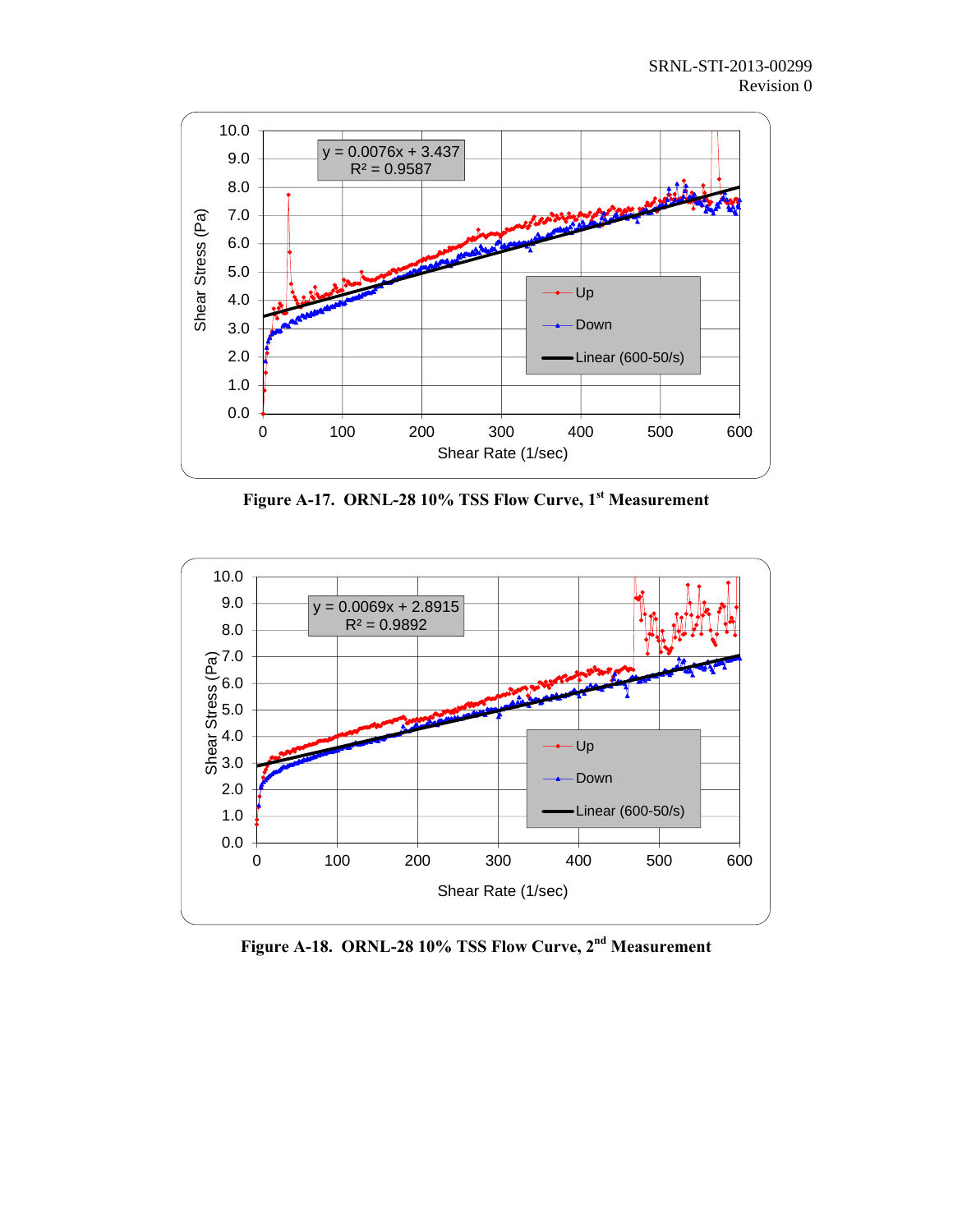Figure A-17. ORNL-28 10% TSS Flow Curve, 1st Measurement

Figure A-18. ORNL-28 10% TSS Flow Curve, 2nd Measurement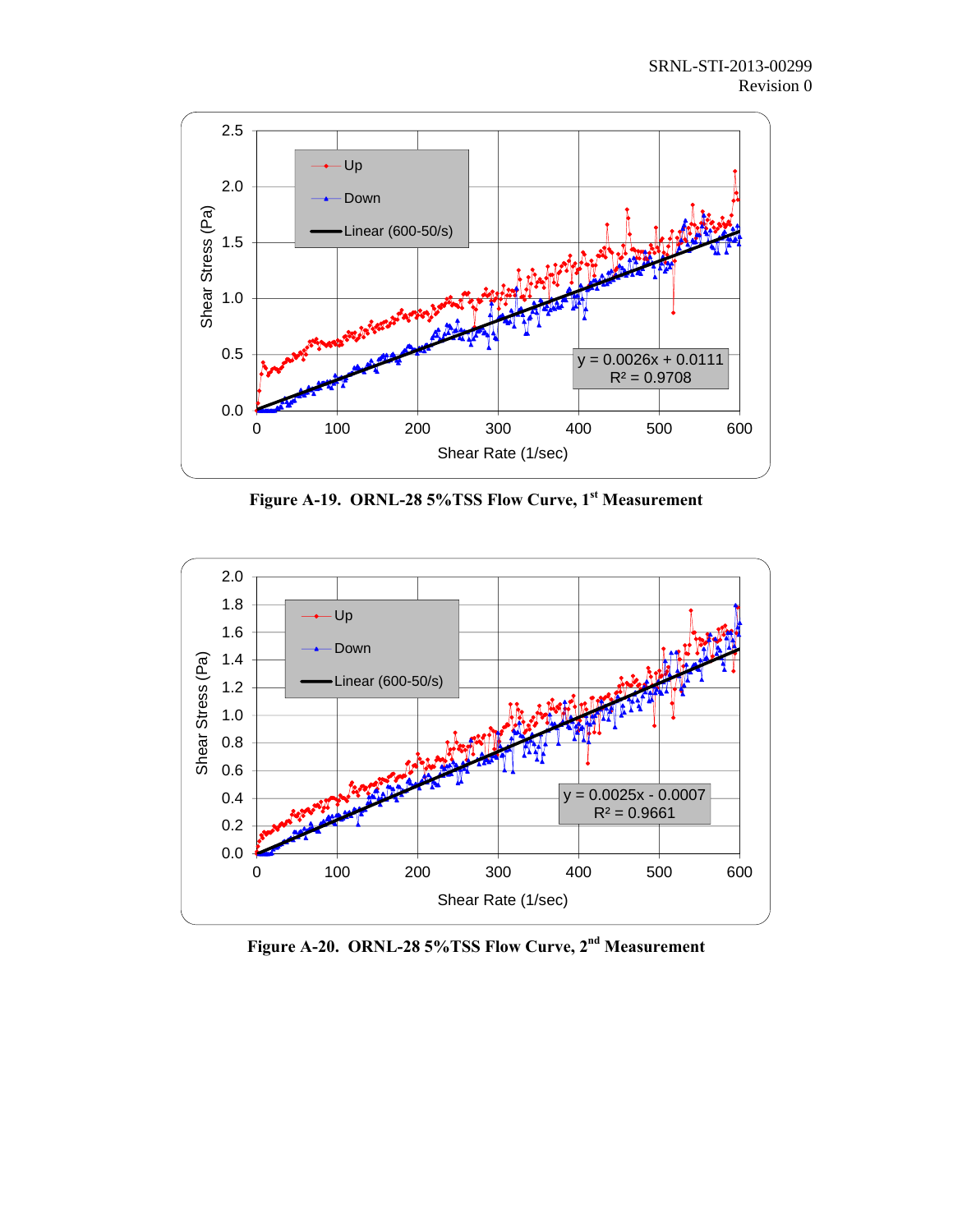Figure A-19. ORNL-28 5%TSS Flow Curve, 1st Measurement

Figure A-20. ORNL-28 5%TSS Flow Curve, 2nd Measurement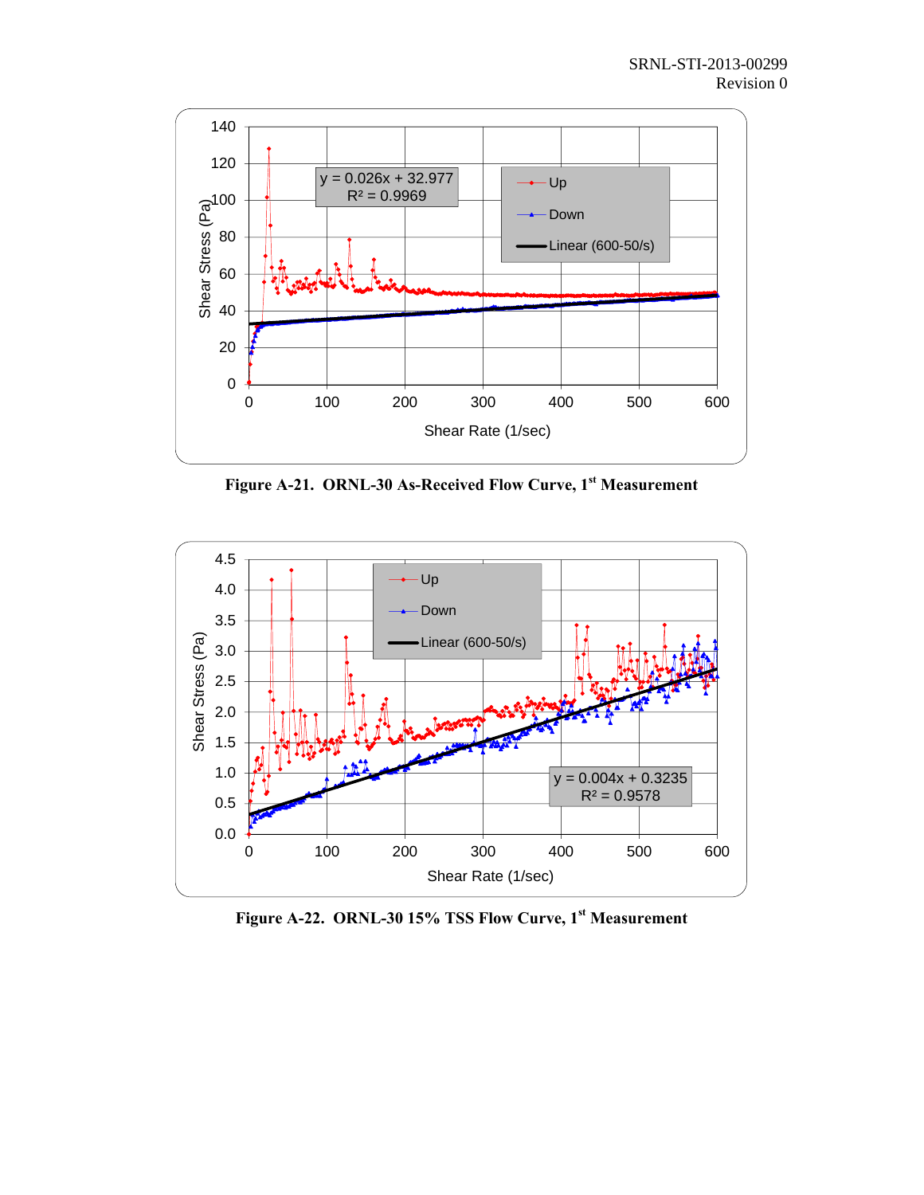**Figure A-21. ORNL-30 As-Received Flow Curve, 1st Measurement**

**Figure A-22. ORNL-30 15% TSS Flow Curve, 1st Measurement**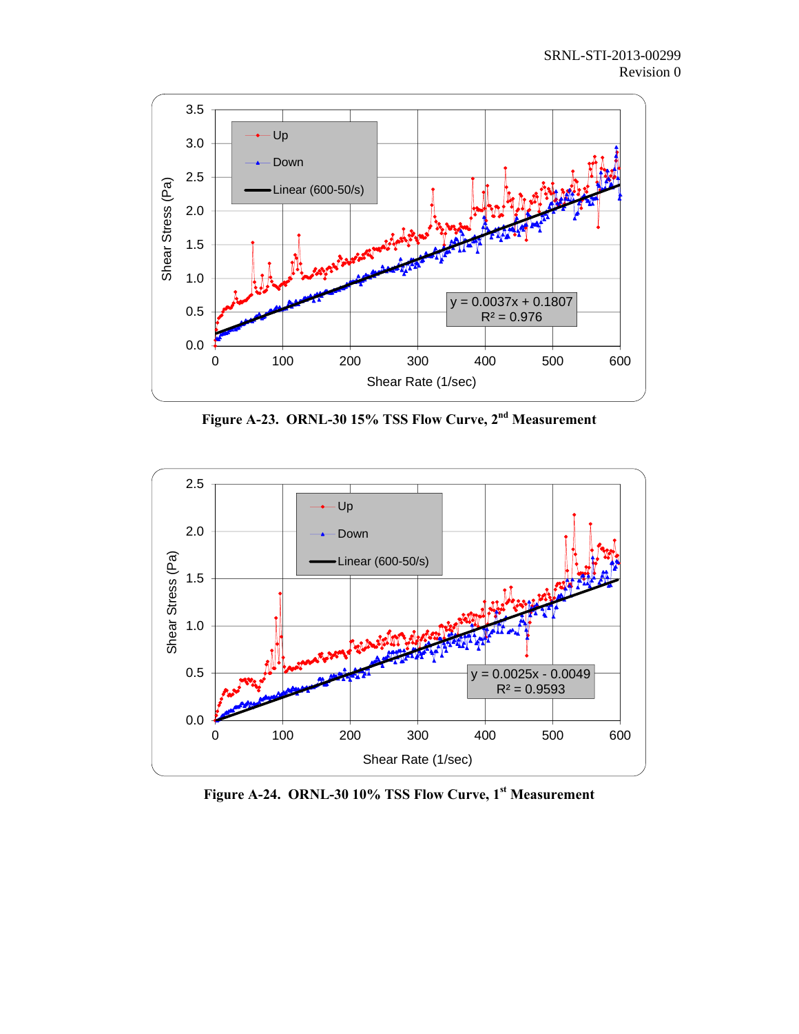**Figure A-23. ORNL-30 15% TSS Flow Curve, 2nd Measurement**

**Figure A-24. ORNL-30 10% TSS Flow Curve, 1st Measurement**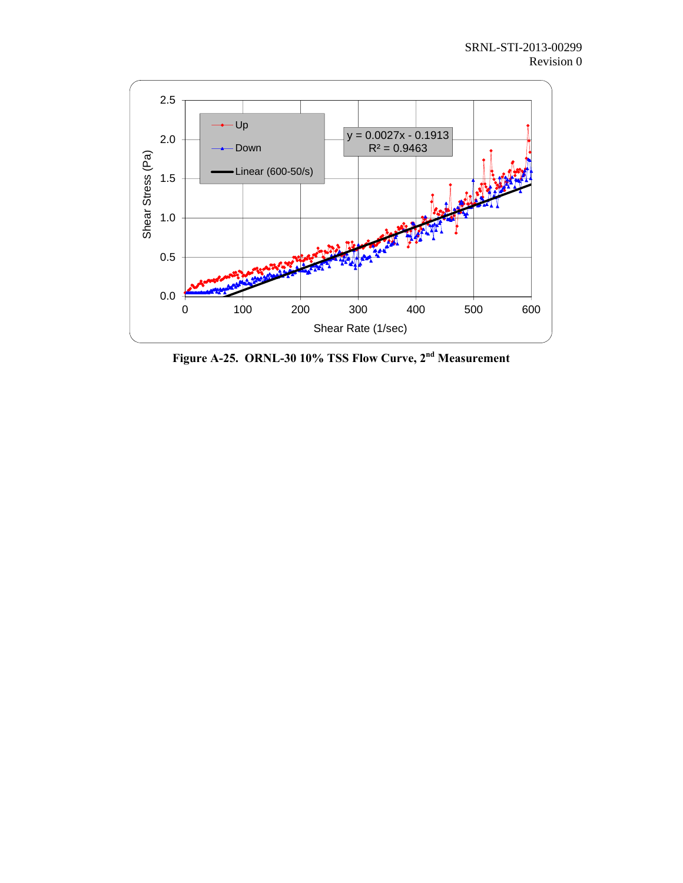2.5

2.0

1.5

1.0

0.5

0.0

Shear Stress (Pa)

0

100

200

300

400

500

600

Shear Rate (1/sec)

Up

Down

Linear (600-50/s)

y = 0.0027x - 0.1913

$R^2 = 0.9463$

**Figure A-25. ORNL-30 10% TSS Flow Curve, 2nd Measurement**